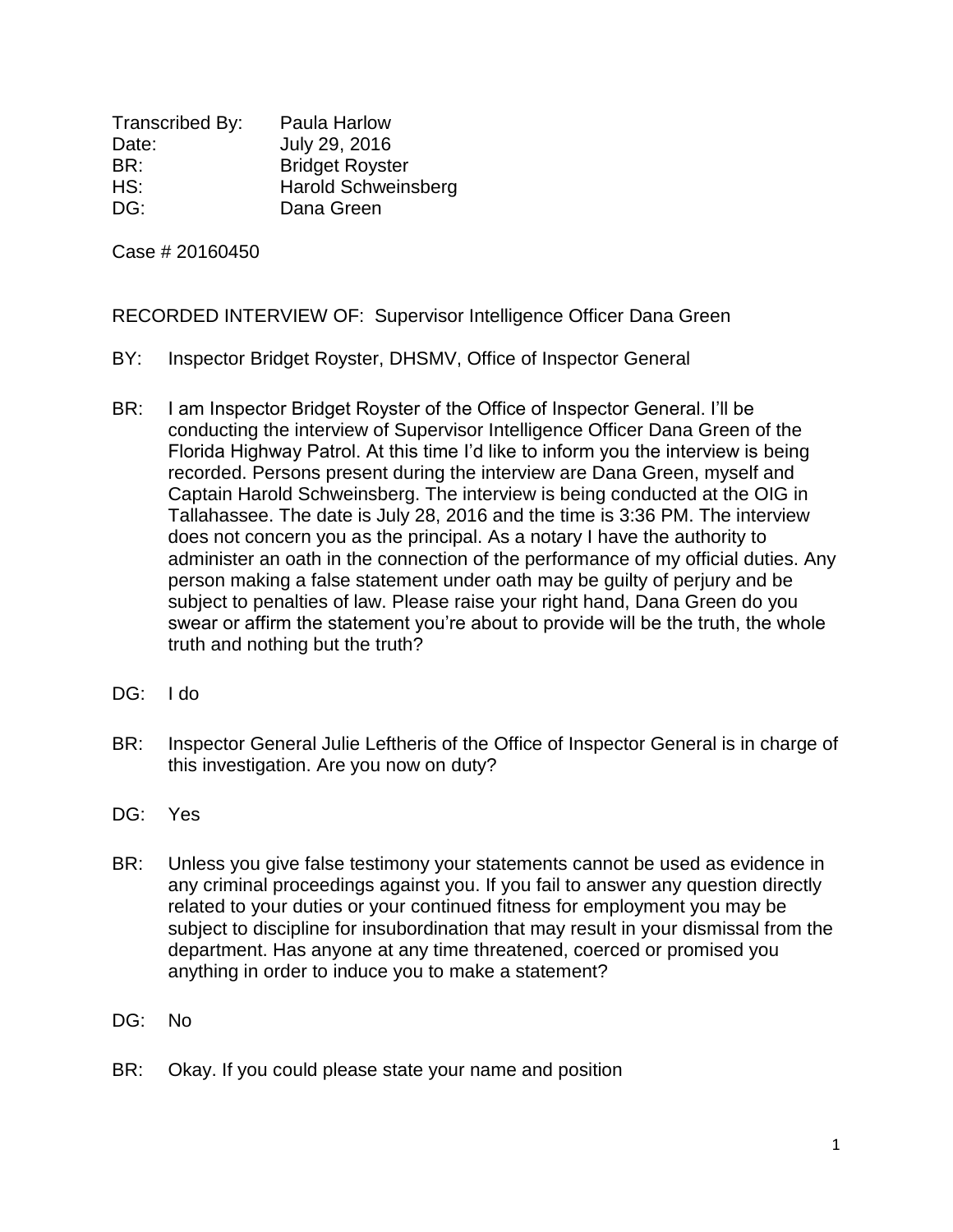Transcribed By: Paula Harlow
Date: July 29, 2016
BR: Bridget Royster
HS: Harold Schweinsberg
DG: Dana Green

Case # 20160450

RECORDED INTERVIEW OF: Supervisor Intelligence Officer Dana Green

BY: Inspector Bridget Royster, DHSMV, Office of Inspector General

BR: I am Inspector Bridget Royster of the Office of Inspector General. I'll be conducting the interview of Supervisor Intelligence Officer Dana Green of the Florida Highway Patrol. At this time I'd like to inform you the interview is being recorded. Persons present during the interview are Dana Green, myself and Captain Harold Schweinsberg. The interview is being conducted at the OIG in Tallahassee. The date is July 28, 2016 and the time is 3:36 PM. The interview does not concern you as the principal. As a notary I have the authority to administer an oath in the connection of the performance of my official duties. Any person making a false statement under oath may be guilty of perjury and be subject to penalties of law. Please raise your right hand, Dana Green do you swear or affirm the statement you're about to provide will be the truth, the whole truth and nothing but the truth?

DG: I do

BR: Inspector General Julie Leftheris of the Office of Inspector General is in charge of this investigation. Are you now on duty?

DG: Yes

BR: Unless you give false testimony your statements cannot be used as evidence in any criminal proceedings against you. If you fail to answer any question directly related to your duties or your continued fitness for employment you may be subject to discipline for insubordination that may result in your dismissal from the department. Has anyone at any time threatened, coerced or promised you anything in order to induce you to make a statement?

DG: No

BR: Okay. If you could please state your name and position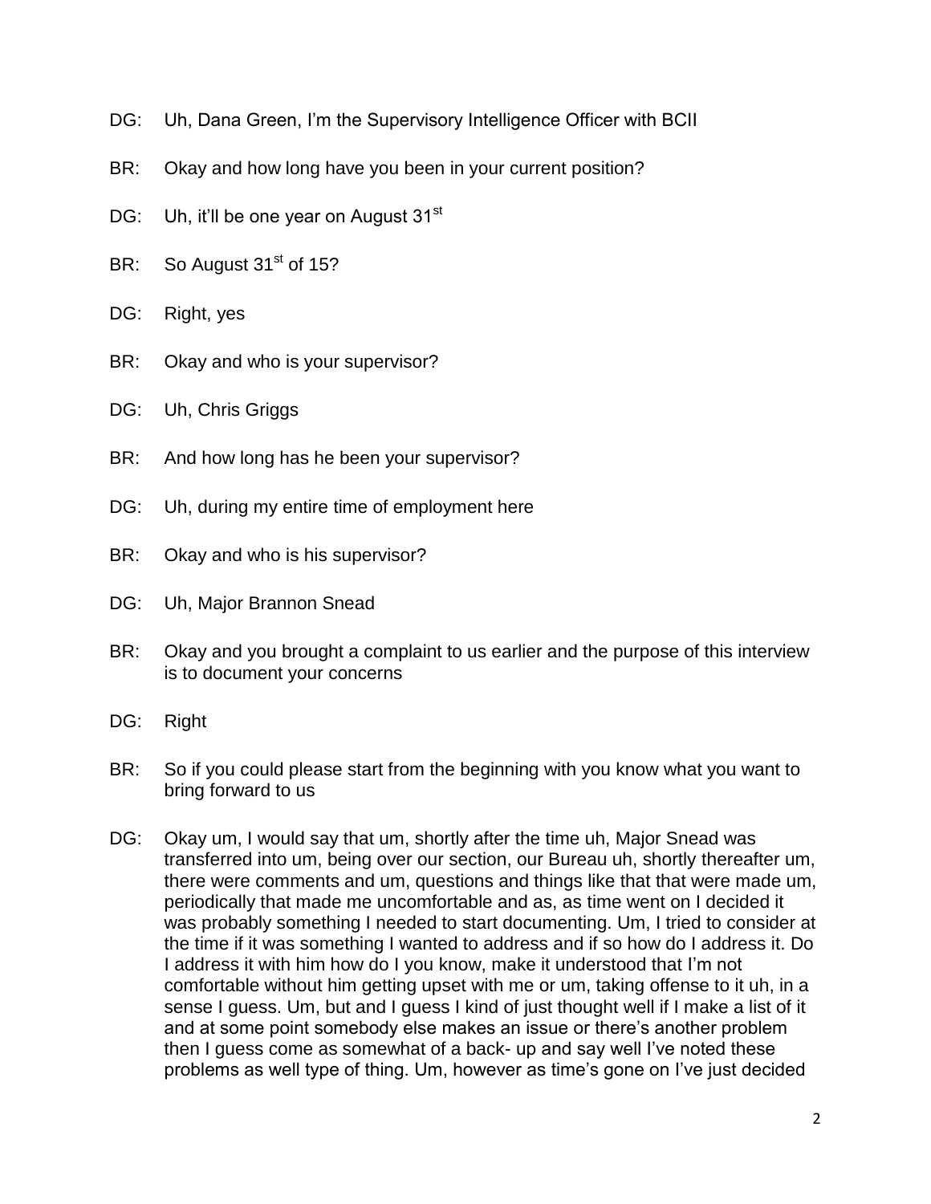DG: Uh, Dana Green, I'm the Supervisory Intelligence Officer with BCII

BR: Okay and how long have you been in your current position?

DG: Uh, it'll be one year on August 31st

BR: So August 31st of 15?

DG: Right, yes

BR: Okay and who is your supervisor?

DG: Uh, Chris Griggs

BR: And how long has he been your supervisor?

DG: Uh, during my entire time of employment here

BR: Okay and who is his supervisor?

DG: Uh, Major Brannon Snead

BR: Okay and you brought a complaint to us earlier and the purpose of this interview is to document your concerns

DG: Right

BR: So if you could please start from the beginning with you know what you want to bring forward to us

DG: Okay um, I would say that um, shortly after the time uh, Major Snead was transferred into um, being over our section, our Bureau uh, shortly thereafter um, there were comments and um, questions and things like that that were made um, periodically that made me uncomfortable and as, as time went on I decided it was probably something I needed to start documenting. Um, I tried to consider at the time if it was something I wanted to address and if so how do I address it. Do I address it with him how do I you know, make it understood that I'm not comfortable without him getting upset with me or um, taking offense to it uh, in a sense I guess. Um, but and I guess I kind of just thought well if I make a list of it and at some point somebody else makes an issue or there's another problem then I guess come as somewhat of a back- up and say well I've noted these problems as well type of thing. Um, however as time's gone on I've just decided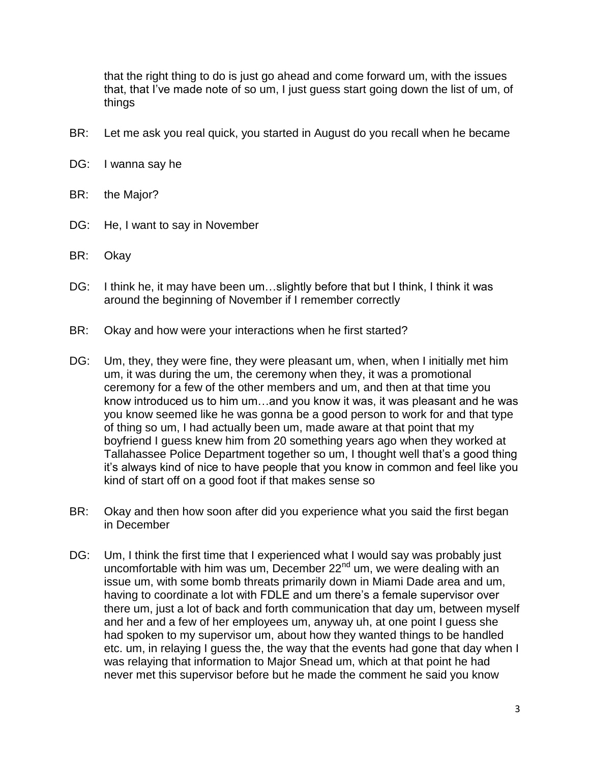that the right thing to do is just go ahead and come forward um, with the issues that, that I've made note of so um, I just guess start going down the list of um, of things

BR: Let me ask you real quick, you started in August do you recall when he became

DG: I wanna say he

BR: the Major?

DG: He, I want to say in November

BR: Okay

DG: I think he, it may have been um…slightly before that but I think, I think it was around the beginning of November if I remember correctly

BR: Okay and how were your interactions when he first started?

DG: Um, they, they were fine, they were pleasant um, when, when I initially met him um, it was during the um, the ceremony when they, it was a promotional ceremony for a few of the other members and um, and then at that time you know introduced us to him um…and you know it was, it was pleasant and he was you know seemed like he was gonna be a good person to work for and that type of thing so um, I had actually been um, made aware at that point that my boyfriend I guess knew him from 20 something years ago when they worked at Tallahassee Police Department together so um, I thought well that's a good thing it's always kind of nice to have people that you know in common and feel like you kind of start off on a good foot if that makes sense so

BR: Okay and then how soon after did you experience what you said the first began in December

DG: Um, I think the first time that I experienced what I would say was probably just uncomfortable with him was um, December 22nd um, we were dealing with an issue um, with some bomb threats primarily down in Miami Dade area and um, having to coordinate a lot with FDLE and um there's a female supervisor over there um, just a lot of back and forth communication that day um, between myself and her and a few of her employees um, anyway uh, at one point I guess she had spoken to my supervisor um, about how they wanted things to be handled etc. um, in relaying I guess the, the way that the events had gone that day when I was relaying that information to Major Snead um, which at that point he had never met this supervisor before but he made the comment he said you know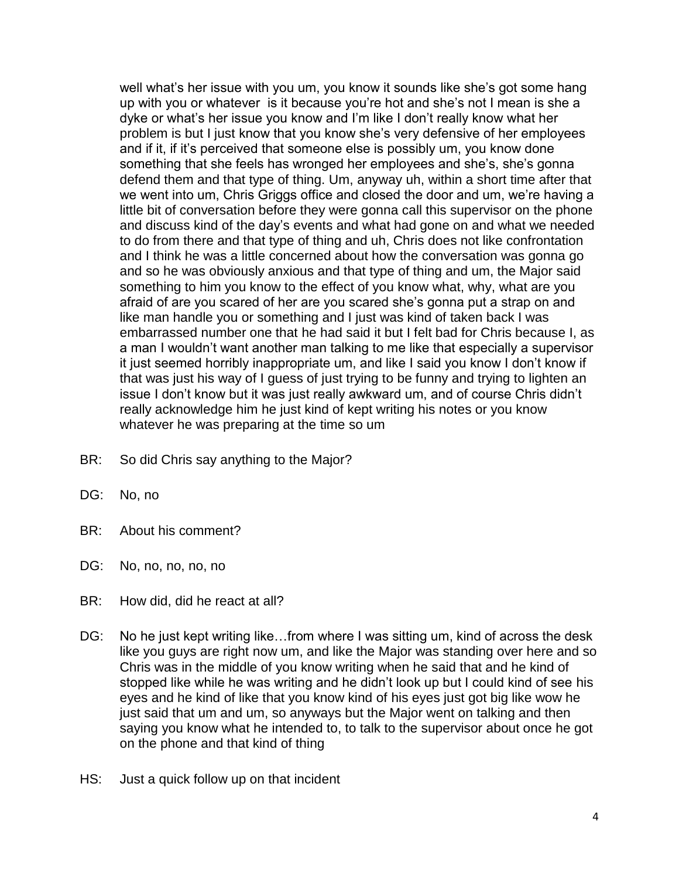well what's her issue with you um, you know it sounds like she's got some hang up with you or whatever  is it because you're hot and she's not I mean is she a dyke or what's her issue you know and I'm like I don't really know what her problem is but I just know that you know she's very defensive of her employees and if it, if it's perceived that someone else is possibly um, you know done something that she feels has wronged her employees and she's, she's gonna defend them and that type of thing. Um, anyway uh, within a short time after that we went into um, Chris Griggs office and closed the door and um, we're having a little bit of conversation before they were gonna call this supervisor on the phone and discuss kind of the day's events and what had gone on and what we needed to do from there and that type of thing and uh, Chris does not like confrontation and I think he was a little concerned about how the conversation was gonna go and so he was obviously anxious and that type of thing and um, the Major said something to him you know to the effect of you know what, why, what are you afraid of are you scared of her are you scared she's gonna put a strap on and like man handle you or something and I just was kind of taken back I was embarrassed number one that he had said it but I felt bad for Chris because I, as a man I wouldn't want another man talking to me like that especially a supervisor it just seemed horribly inappropriate um, and like I said you know I don't know if that was just his way of I guess of just trying to be funny and trying to lighten an issue I don't know but it was just really awkward um, and of course Chris didn't really acknowledge him he just kind of kept writing his notes or you know whatever he was preparing at the time so um

BR: So did Chris say anything to the Major?

DG: No, no

BR: About his comment?

DG: No, no, no, no, no

BR: How did, did he react at all?

DG: No he just kept writing like…from where I was sitting um, kind of across the desk like you guys are right now um, and like the Major was standing over here and so Chris was in the middle of you know writing when he said that and he kind of stopped like while he was writing and he didn't look up but I could kind of see his eyes and he kind of like that you know kind of his eyes just got big like wow he just said that um and um, so anyways but the Major went on talking and then saying you know what he intended to, to talk to the supervisor about once he got on the phone and that kind of thing

HS: Just a quick follow up on that incident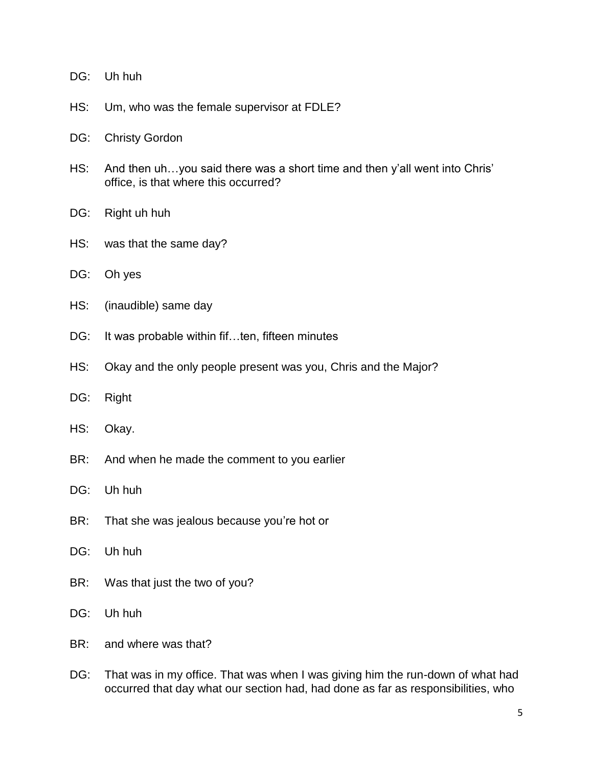DG: Uh huh

HS: Um, who was the female supervisor at FDLE?

DG: Christy Gordon

HS: And then uh…you said there was a short time and then y'all went into Chris' office, is that where this occurred?

DG: Right uh huh

HS: was that the same day?

DG: Oh yes

HS: (inaudible) same day

DG: It was probable within fif…ten, fifteen minutes

HS: Okay and the only people present was you, Chris and the Major?

DG: Right

HS: Okay.

BR: And when he made the comment to you earlier

DG: Uh huh

BR: That she was jealous because you're hot or

DG: Uh huh

BR: Was that just the two of you?

DG: Uh huh

BR: and where was that?

DG: That was in my office. That was when I was giving him the run-down of what had occurred that day what our section had, had done as far as responsibilities, who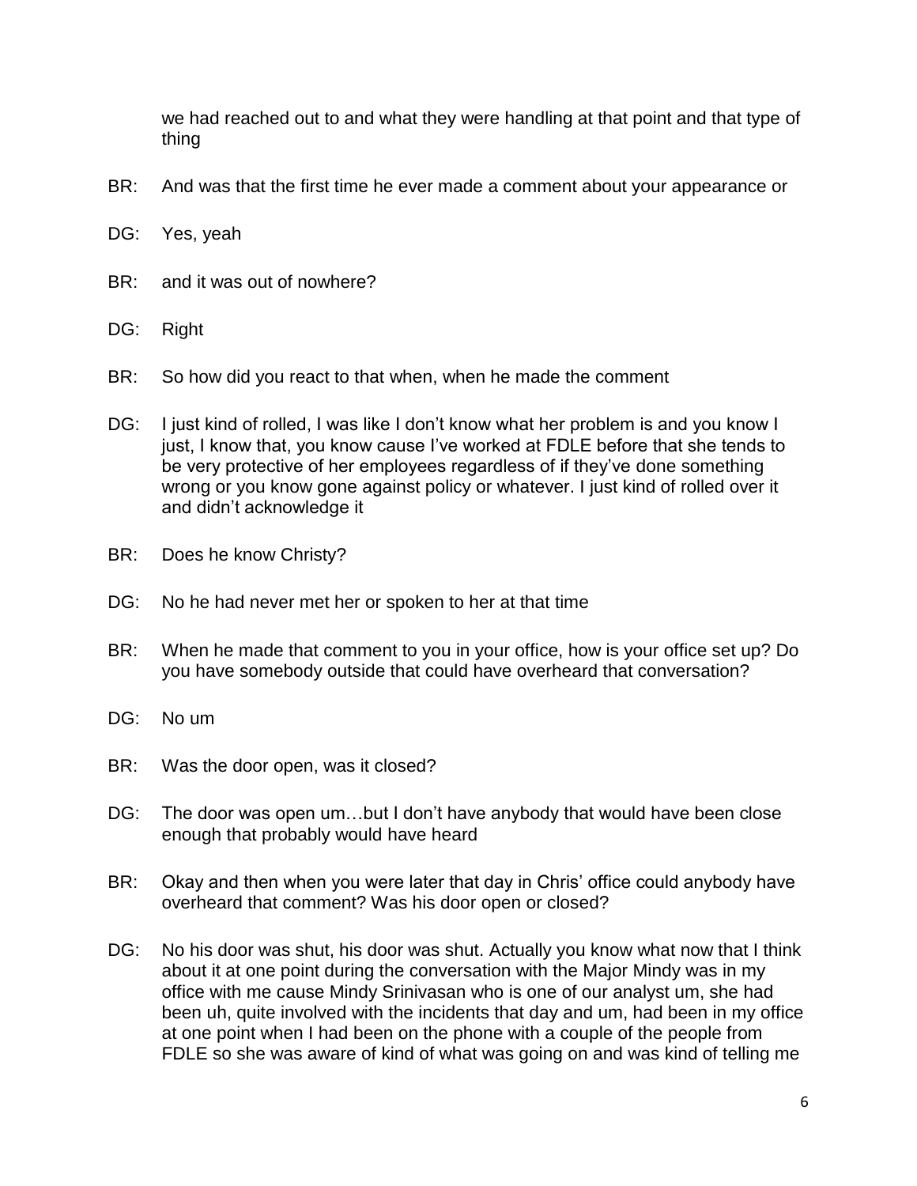we had reached out to and what they were handling at that point and that type of thing

BR: And was that the first time he ever made a comment about your appearance or

DG: Yes, yeah

BR: and it was out of nowhere?

DG: Right

BR: So how did you react to that when, when he made the comment

DG: I just kind of rolled, I was like I don't know what her problem is and you know I just, I know that, you know cause I've worked at FDLE before that she tends to be very protective of her employees regardless of if they've done something wrong or you know gone against policy or whatever. I just kind of rolled over it and didn't acknowledge it

BR: Does he know Christy?

DG: No he had never met her or spoken to her at that time

BR: When he made that comment to you in your office, how is your office set up? Do you have somebody outside that could have overheard that conversation?

DG: No um

BR: Was the door open, was it closed?

DG: The door was open um…but I don't have anybody that would have been close enough that probably would have heard

BR: Okay and then when you were later that day in Chris' office could anybody have overheard that comment? Was his door open or closed?

DG: No his door was shut, his door was shut. Actually you know what now that I think about it at one point during the conversation with the Major Mindy was in my office with me cause Mindy Srinivasan who is one of our analyst um, she had been uh, quite involved with the incidents that day and um, had been in my office at one point when I had been on the phone with a couple of the people from FDLE so she was aware of kind of what was going on and was kind of telling me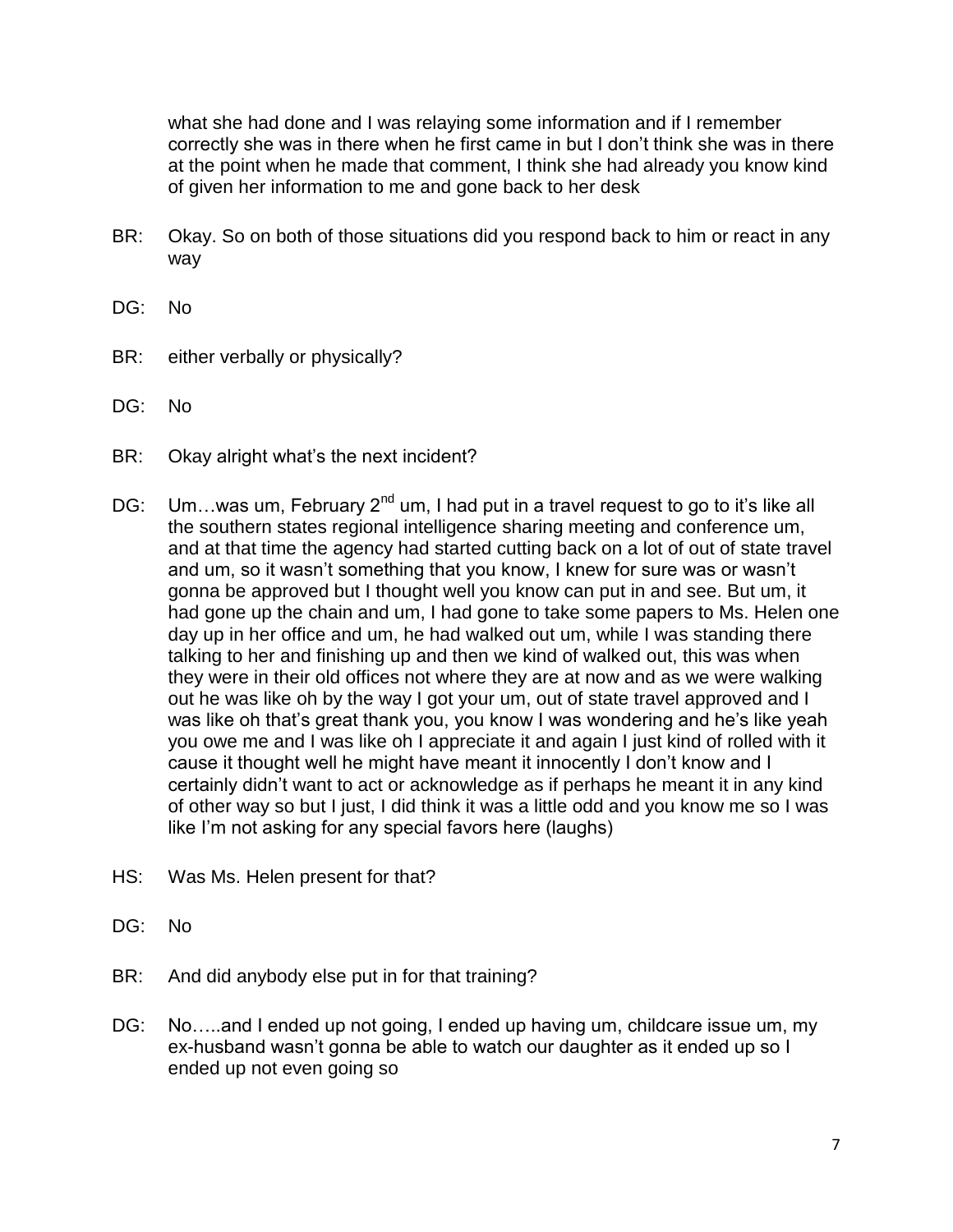what she had done and I was relaying some information and if I remember correctly she was in there when he first came in but I don't think she was in there at the point when he made that comment, I think she had already you know kind of given her information to me and gone back to her desk

BR: Okay. So on both of those situations did you respond back to him or react in any way

DG: No

BR: either verbally or physically?

DG: No

BR: Okay alright what's the next incident?

DG: Um…was um, February 2nd um, I had put in a travel request to go to it's like all the southern states regional intelligence sharing meeting and conference um, and at that time the agency had started cutting back on a lot of out of state travel and um, so it wasn't something that you know, I knew for sure was or wasn't gonna be approved but I thought well you know can put in and see. But um, it had gone up the chain and um, I had gone to take some papers to Ms. Helen one day up in her office and um, he had walked out um, while I was standing there talking to her and finishing up and then we kind of walked out, this was when they were in their old offices not where they are at now and as we were walking out he was like oh by the way I got your um, out of state travel approved and I was like oh that's great thank you, you know I was wondering and he's like yeah you owe me and I was like oh I appreciate it and again I just kind of rolled with it cause it thought well he might have meant it innocently I don't know and I certainly didn't want to act or acknowledge as if perhaps he meant it in any kind of other way so but I just, I did think it was a little odd and you know me so I was like I'm not asking for any special favors here (laughs)

HS: Was Ms. Helen present for that?

DG: No

BR: And did anybody else put in for that training?

DG: No…..and I ended up not going, I ended up having um, childcare issue um, my ex-husband wasn't gonna be able to watch our daughter as it ended up so I ended up not even going so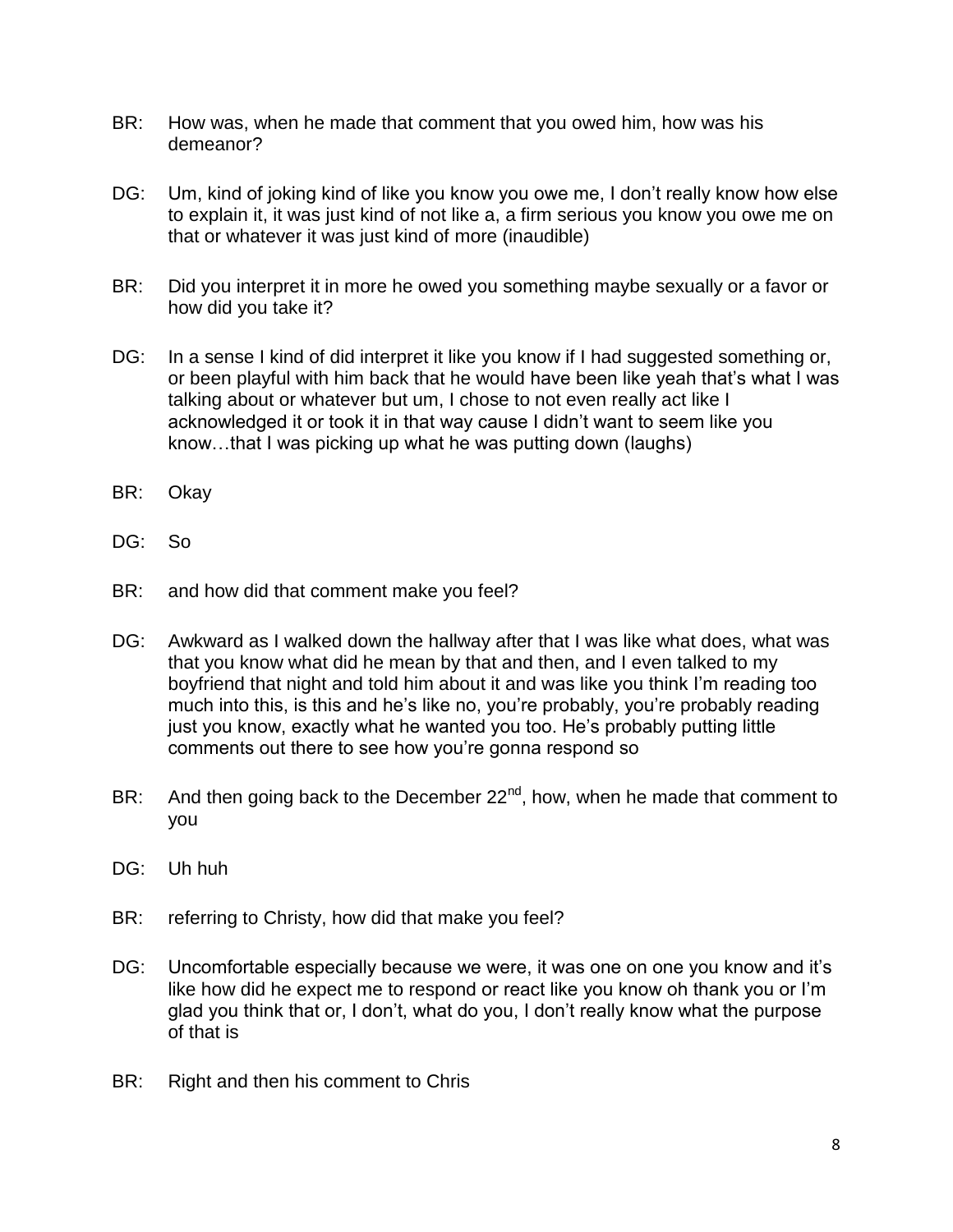BR: How was, when he made that comment that you owed him, how was his demeanor?

DG: Um, kind of joking kind of like you know you owe me, I don't really know how else to explain it, it was just kind of not like a, a firm serious you know you owe me on that or whatever it was just kind of more (inaudible)

BR: Did you interpret it in more he owed you something maybe sexually or a favor or how did you take it?

DG: In a sense I kind of did interpret it like you know if I had suggested something or, or been playful with him back that he would have been like yeah that's what I was talking about or whatever but um, I chose to not even really act like I acknowledged it or took it in that way cause I didn't want to seem like you know…that I was picking up what he was putting down (laughs)

BR: Okay

DG: So

BR: and how did that comment make you feel?

DG: Awkward as I walked down the hallway after that I was like what does, what was that you know what did he mean by that and then, and I even talked to my boyfriend that night and told him about it and was like you think I'm reading too much into this, is this and he's like no, you're probably, you're probably reading just you know, exactly what he wanted you too. He's probably putting little comments out there to see how you're gonna respond so

BR: And then going back to the December 22nd, how, when he made that comment to you

DG: Uh huh

BR: referring to Christy, how did that make you feel?

DG: Uncomfortable especially because we were, it was one on one you know and it's like how did he expect me to respond or react like you know oh thank you or I'm glad you think that or, I don't, what do you, I don't really know what the purpose of that is

BR: Right and then his comment to Chris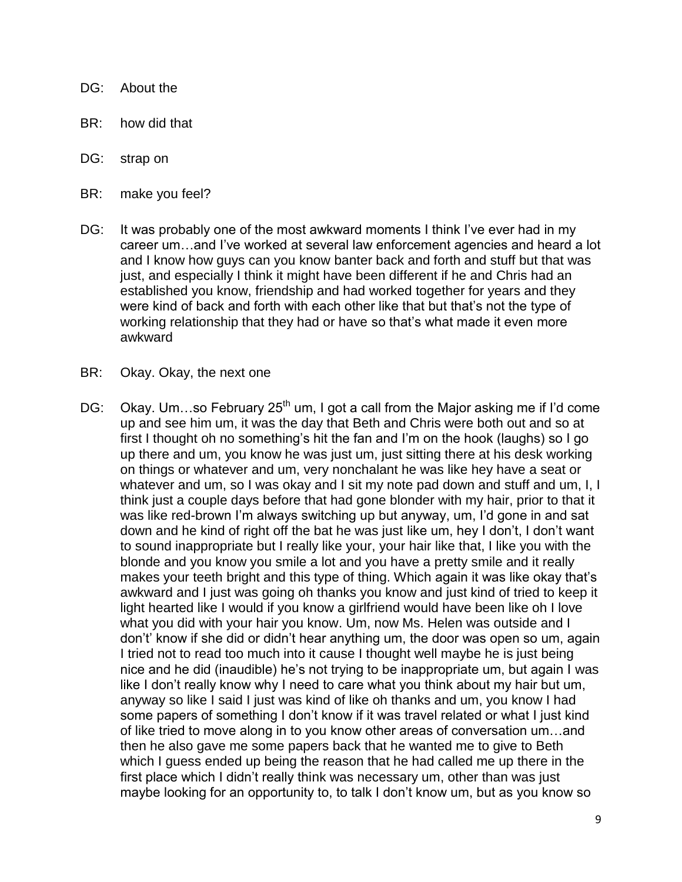DG: About the

BR: how did that

DG: strap on

BR: make you feel?

DG: It was probably one of the most awkward moments I think I've ever had in my career um…and I've worked at several law enforcement agencies and heard a lot and I know how guys can you know banter back and forth and stuff but that was just, and especially I think it might have been different if he and Chris had an established you know, friendship and had worked together for years and they were kind of back and forth with each other like that but that's not the type of working relationship that they had or have so that's what made it even more awkward

BR: Okay. Okay, the next one

DG: Okay. Um…so February 25th um, I got a call from the Major asking me if I'd come up and see him um, it was the day that Beth and Chris were both out and so at first I thought oh no something's hit the fan and I'm on the hook (laughs) so I go up there and um, you know he was just um, just sitting there at his desk working on things or whatever and um, very nonchalant he was like hey have a seat or whatever and um, so I was okay and I sit my note pad down and stuff and um, I, I think just a couple days before that had gone blonder with my hair, prior to that it was like red-brown I'm always switching up but anyway, um, I'd gone in and sat down and he kind of right off the bat he was just like um, hey I don't, I don't want to sound inappropriate but I really like your, your hair like that, I like you with the blonde and you know you smile a lot and you have a pretty smile and it really makes your teeth bright and this type of thing. Which again it was like okay that's awkward and I just was going oh thanks you know and just kind of tried to keep it light hearted like I would if you know a girlfriend would have been like oh I love what you did with your hair you know. Um, now Ms. Helen was outside and I don't' know if she did or didn't hear anything um, the door was open so um, again I tried not to read too much into it cause I thought well maybe he is just being nice and he did (inaudible) he's not trying to be inappropriate um, but again I was like I don't really know why I need to care what you think about my hair but um, anyway so like I said I just was kind of like oh thanks and um, you know I had some papers of something I don't know if it was travel related or what I just kind of like tried to move along in to you know other areas of conversation um…and then he also gave me some papers back that he wanted me to give to Beth which I guess ended up being the reason that he had called me up there in the first place which I didn't really think was necessary um, other than was just maybe looking for an opportunity to, to talk I don't know um, but as you know so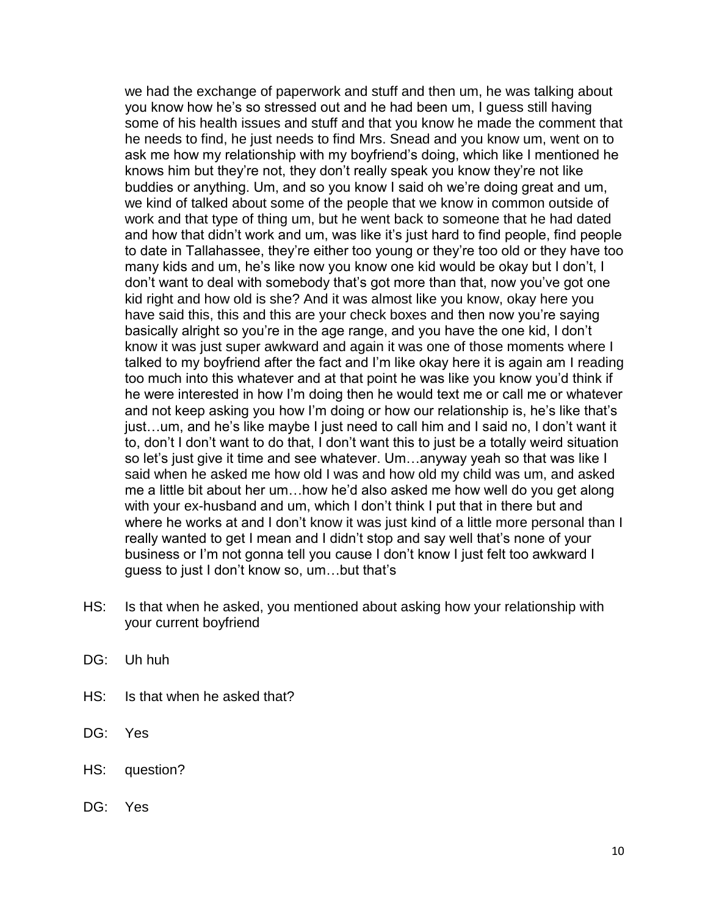we had the exchange of paperwork and stuff and then um, he was talking about you know how he's so stressed out and he had been um, I guess still having some of his health issues and stuff and that you know he made the comment that he needs to find, he just needs to find Mrs. Snead and you know um, went on to ask me how my relationship with my boyfriend's doing, which like I mentioned he knows him but they're not, they don't really speak you know they're not like buddies or anything. Um, and so you know I said oh we're doing great and um, we kind of talked about some of the people that we know in common outside of work and that type of thing um, but he went back to someone that he had dated and how that didn't work and um, was like it's just hard to find people, find people to date in Tallahassee, they're either too young or they're too old or they have too many kids and um, he's like now you know one kid would be okay but I don't, I don't want to deal with somebody that's got more than that, now you've got one kid right and how old is she? And it was almost like you know, okay here you have said this, this and this are your check boxes and then now you're saying basically alright so you're in the age range, and you have the one kid, I don't know it was just super awkward and again it was one of those moments where I talked to my boyfriend after the fact and I'm like okay here it is again am I reading too much into this whatever and at that point he was like you know you'd think if he were interested in how I'm doing then he would text me or call me or whatever and not keep asking you how I'm doing or how our relationship is, he's like that's just…um, and he's like maybe I just need to call him and I said no, I don't want it to, don't I don't want to do that, I don't want this to just be a totally weird situation so let's just give it time and see whatever. Um…anyway yeah so that was like I said when he asked me how old I was and how old my child was um, and asked me a little bit about her um…how he'd also asked me how well do you get along with your ex-husband and um, which I don't think I put that in there but and where he works at and I don't know it was just kind of a little more personal than I really wanted to get I mean and I didn't stop and say well that's none of your business or I'm not gonna tell you cause I don't know I just felt too awkward I guess to just I don't know so, um…but that's

HS: Is that when he asked, you mentioned about asking how your relationship with your current boyfriend

DG: Uh huh

HS: Is that when he asked that?

DG: Yes

HS: question?

DG: Yes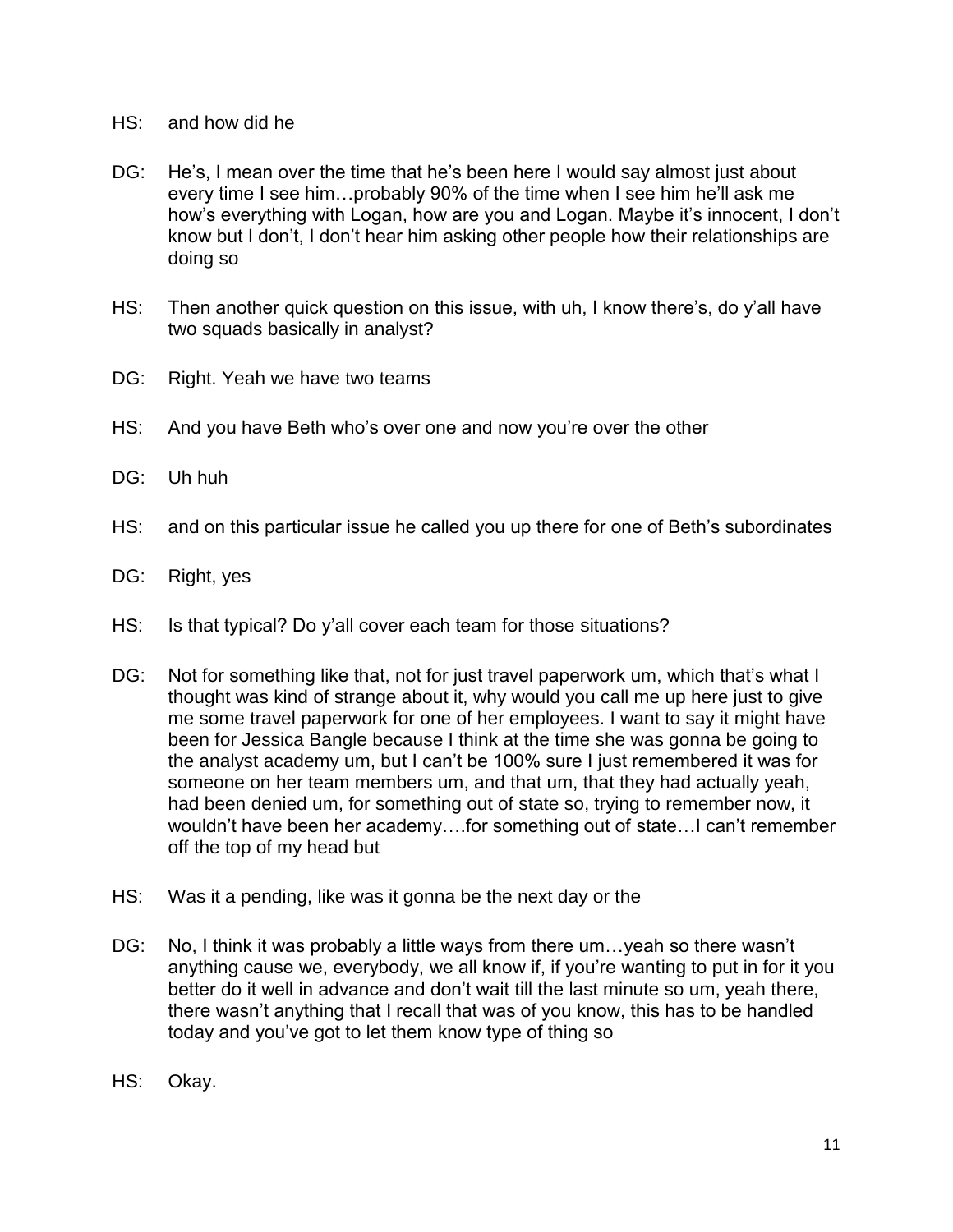HS: and how did he

DG: He's, I mean over the time that he's been here I would say almost just about every time I see him…probably 90% of the time when I see him he'll ask me how's everything with Logan, how are you and Logan. Maybe it's innocent, I don't know but I don't, I don't hear him asking other people how their relationships are doing so

HS: Then another quick question on this issue, with uh, I know there's, do y'all have two squads basically in analyst?

DG: Right. Yeah we have two teams

HS: And you have Beth who's over one and now you're over the other

DG: Uh huh

HS: and on this particular issue he called you up there for one of Beth's subordinates

DG: Right, yes

HS: Is that typical? Do y'all cover each team for those situations?

DG: Not for something like that, not for just travel paperwork um, which that's what I thought was kind of strange about it, why would you call me up here just to give me some travel paperwork for one of her employees. I want to say it might have been for Jessica Bangle because I think at the time she was gonna be going to the analyst academy um, but I can't be 100% sure I just remembered it was for someone on her team members um, and that um, that they had actually yeah, had been denied um, for something out of state so, trying to remember now, it wouldn't have been her academy….for something out of state…I can't remember off the top of my head but

HS: Was it a pending, like was it gonna be the next day or the

DG: No, I think it was probably a little ways from there um…yeah so there wasn't anything cause we, everybody, we all know if, if you're wanting to put in for it you better do it well in advance and don't wait till the last minute so um, yeah there, there wasn't anything that I recall that was of you know, this has to be handled today and you've got to let them know type of thing so

HS: Okay.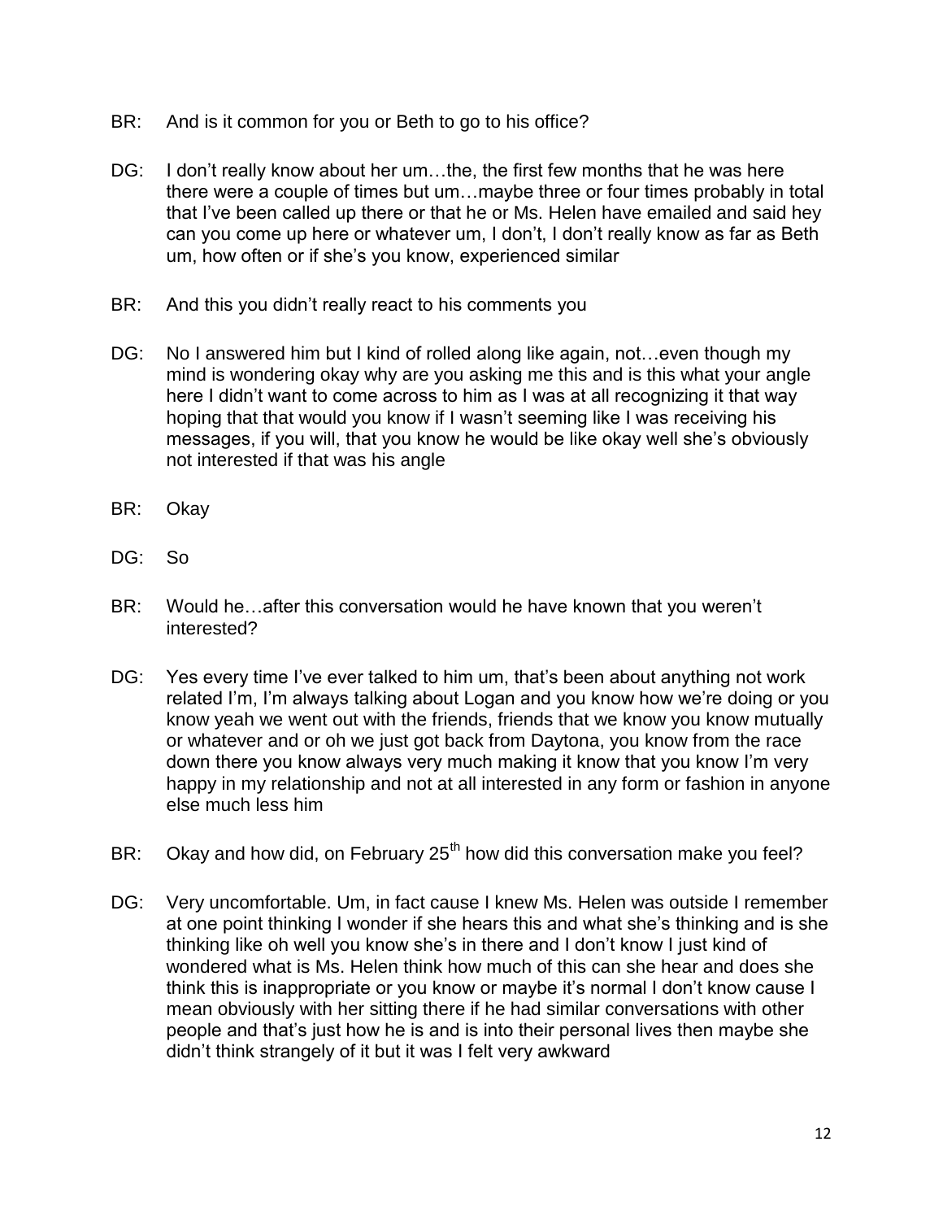BR: And is it common for you or Beth to go to his office?

DG: I don't really know about her um…the, the first few months that he was here there were a couple of times but um…maybe three or four times probably in total that I've been called up there or that he or Ms. Helen have emailed and said hey can you come up here or whatever um, I don't, I don't really know as far as Beth um, how often or if she's you know, experienced similar

BR: And this you didn't really react to his comments you

DG: No I answered him but I kind of rolled along like again, not…even though my mind is wondering okay why are you asking me this and is this what your angle here I didn't want to come across to him as I was at all recognizing it that way hoping that that would you know if I wasn't seeming like I was receiving his messages, if you will, that you know he would be like okay well she's obviously not interested if that was his angle

BR: Okay

DG: So

BR: Would he…after this conversation would he have known that you weren't interested?

DG: Yes every time I've ever talked to him um, that's been about anything not work related I'm, I'm always talking about Logan and you know how we're doing or you know yeah we went out with the friends, friends that we know you know mutually or whatever and or oh we just got back from Daytona, you know from the race down there you know always very much making it know that you know I'm very happy in my relationship and not at all interested in any form or fashion in anyone else much less him

BR: Okay and how did, on February 25th how did this conversation make you feel?

DG: Very uncomfortable. Um, in fact cause I knew Ms. Helen was outside I remember at one point thinking I wonder if she hears this and what she's thinking and is she thinking like oh well you know she's in there and I don't know I just kind of wondered what is Ms. Helen think how much of this can she hear and does she think this is inappropriate or you know or maybe it's normal I don't know cause I mean obviously with her sitting there if he had similar conversations with other people and that's just how he is and is into their personal lives then maybe she didn't think strangely of it but it was I felt very awkward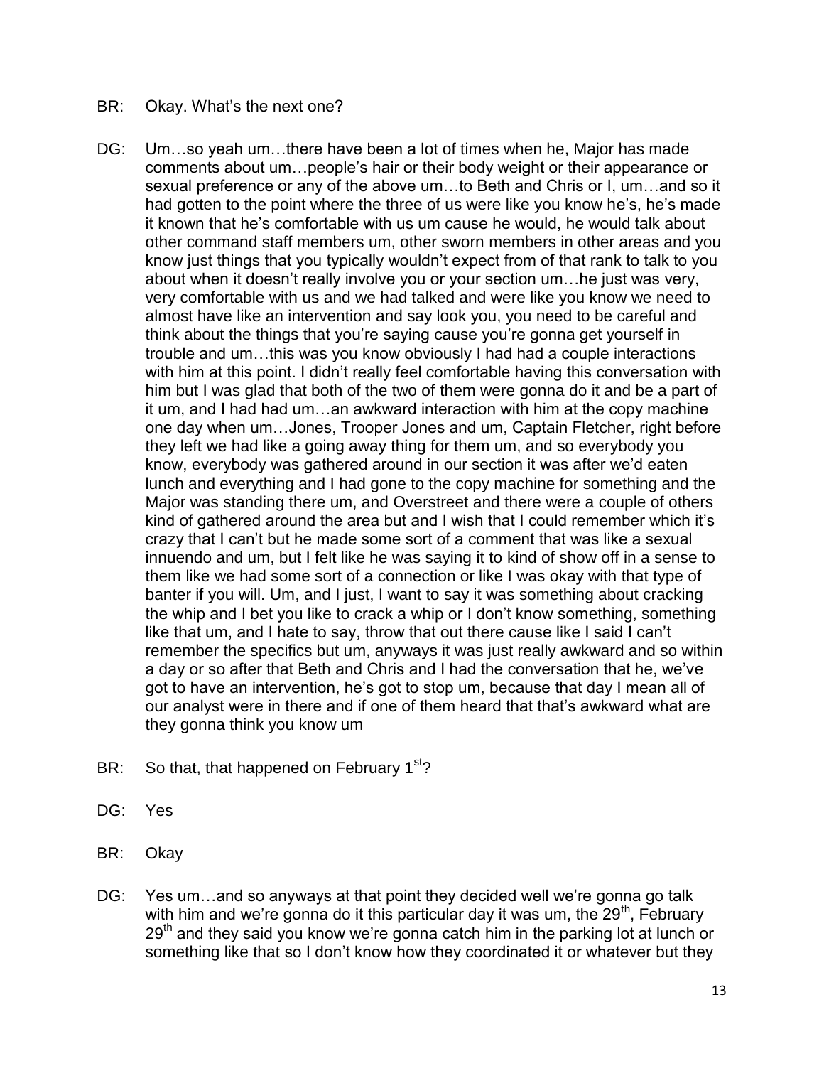BR: Okay. What's the next one?

DG: Um…so yeah um…there have been a lot of times when he, Major has made comments about um…people's hair or their body weight or their appearance or sexual preference or any of the above um…to Beth and Chris or I, um…and so it had gotten to the point where the three of us were like you know he's, he's made it known that he's comfortable with us um cause he would, he would talk about other command staff members um, other sworn members in other areas and you know just things that you typically wouldn't expect from of that rank to talk to you about when it doesn't really involve you or your section um…he just was very, very comfortable with us and we had talked and were like you know we need to almost have like an intervention and say look you, you need to be careful and think about the things that you're saying cause you're gonna get yourself in trouble and um…this was you know obviously I had had a couple interactions with him at this point. I didn't really feel comfortable having this conversation with him but I was glad that both of the two of them were gonna do it and be a part of it um, and I had had um…an awkward interaction with him at the copy machine one day when um…Jones, Trooper Jones and um, Captain Fletcher, right before they left we had like a going away thing for them um, and so everybody you know, everybody was gathered around in our section it was after we'd eaten lunch and everything and I had gone to the copy machine for something and the Major was standing there um, and Overstreet and there were a couple of others kind of gathered around the area but and I wish that I could remember which it's crazy that I can't but he made some sort of a comment that was like a sexual innuendo and um, but I felt like he was saying it to kind of show off in a sense to them like we had some sort of a connection or like I was okay with that type of banter if you will. Um, and I just, I want to say it was something about cracking the whip and I bet you like to crack a whip or I don't know something, something like that um, and I hate to say, throw that out there cause like I said I can't remember the specifics but um, anyways it was just really awkward and so within a day or so after that Beth and Chris and I had the conversation that he, we've got to have an intervention, he's got to stop um, because that day I mean all of our analyst were in there and if one of them heard that that's awkward what are they gonna think you know um

BR: So that, that happened on February 1st?

DG: Yes

BR: Okay

DG: Yes um…and so anyways at that point they decided well we're gonna go talk with him and we're gonna do it this particular day it was um, the 29th, February 29th and they said you know we're gonna catch him in the parking lot at lunch or something like that so I don't know how they coordinated it or whatever but they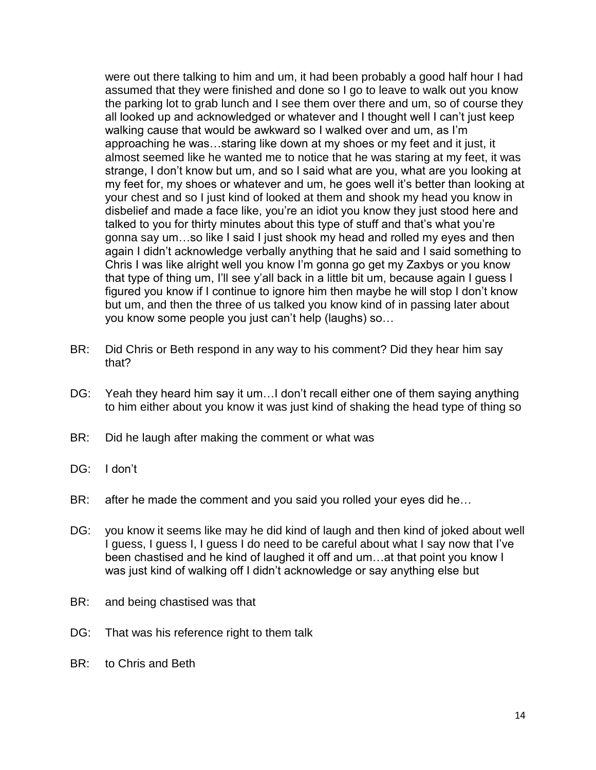were out there talking to him and um, it had been probably a good half hour I had assumed that they were finished and done so I go to leave to walk out you know the parking lot to grab lunch and I see them over there and um, so of course they all looked up and acknowledged or whatever and I thought well I can't just keep walking cause that would be awkward so I walked over and um, as I'm approaching he was…staring like down at my shoes or my feet and it just, it almost seemed like he wanted me to notice that he was staring at my feet, it was strange, I don't know but um, and so I said what are you, what are you looking at my feet for, my shoes or whatever and um, he goes well it's better than looking at your chest and so I just kind of looked at them and shook my head you know in disbelief and made a face like, you're an idiot you know they just stood here and talked to you for thirty minutes about this type of stuff and that's what you're gonna say um…so like I said I just shook my head and rolled my eyes and then again I didn't acknowledge verbally anything that he said and I said something to Chris I was like alright well you know I'm gonna go get my Zaxbys or you know that type of thing um, I'll see y'all back in a little bit um, because again I guess I figured you know if I continue to ignore him then maybe he will stop I don't know but um, and then the three of us talked you know kind of in passing later about you know some people you just can't help (laughs) so…

BR: Did Chris or Beth respond in any way to his comment? Did they hear him say that?

DG: Yeah they heard him say it um…I don't recall either one of them saying anything to him either about you know it was just kind of shaking the head type of thing so

BR: Did he laugh after making the comment or what was

DG: I don't

BR: after he made the comment and you said you rolled your eyes did he…

DG: you know it seems like may he did kind of laugh and then kind of joked about well I guess, I guess I, I guess I do need to be careful about what I say now that I've been chastised and he kind of laughed it off and um…at that point you know I was just kind of walking off I didn't acknowledge or say anything else but

BR: and being chastised was that

DG: That was his reference right to them talk

BR: to Chris and Beth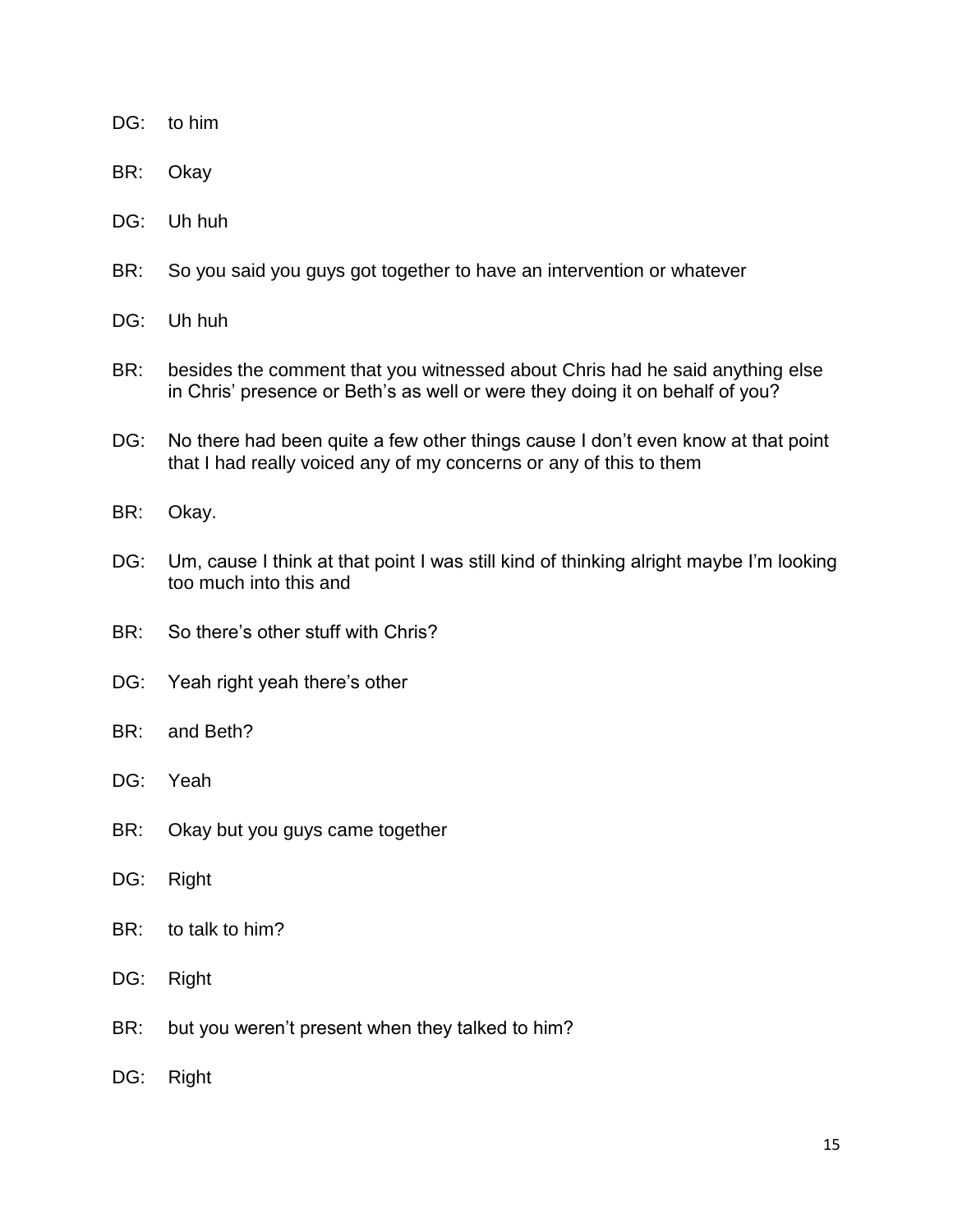DG: to him

BR: Okay

DG: Uh huh

BR: So you said you guys got together to have an intervention or whatever

DG: Uh huh

BR: besides the comment that you witnessed about Chris had he said anything else in Chris' presence or Beth's as well or were they doing it on behalf of you?

DG: No there had been quite a few other things cause I don't even know at that point that I had really voiced any of my concerns or any of this to them

BR: Okay.

DG: Um, cause I think at that point I was still kind of thinking alright maybe I'm looking too much into this and

BR: So there's other stuff with Chris?

DG: Yeah right yeah there's other

BR: and Beth?

DG: Yeah

BR: Okay but you guys came together

DG: Right

BR: to talk to him?

DG: Right

BR: but you weren't present when they talked to him?

DG: Right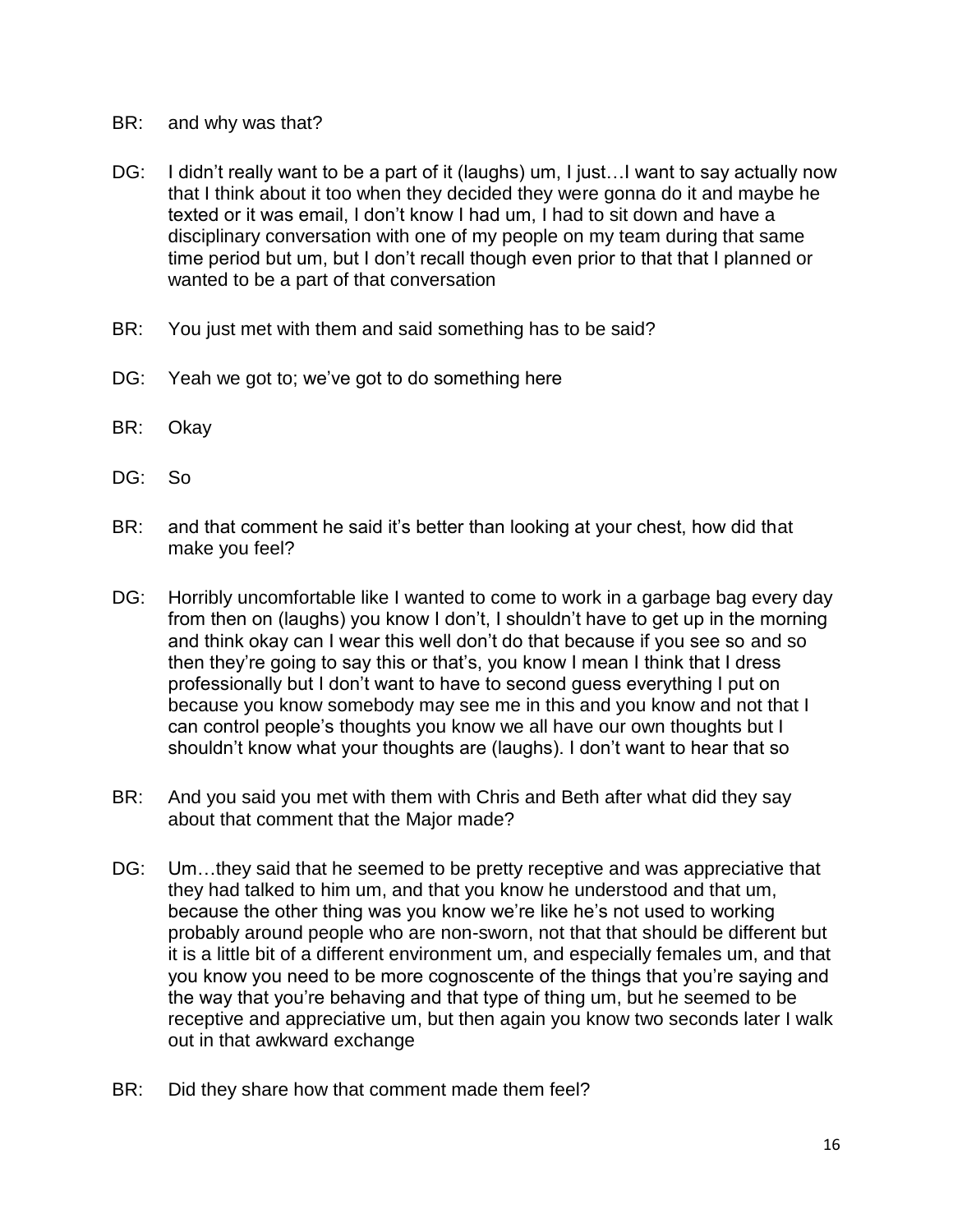BR: and why was that?

DG: I didn't really want to be a part of it (laughs) um, I just…I want to say actually now that I think about it too when they decided they were gonna do it and maybe he texted or it was email, I don't know I had um, I had to sit down and have a disciplinary conversation with one of my people on my team during that same time period but um, but I don't recall though even prior to that that I planned or wanted to be a part of that conversation

BR: You just met with them and said something has to be said?

DG: Yeah we got to; we've got to do something here

BR: Okay

DG: So

BR: and that comment he said it's better than looking at your chest, how did that make you feel?

DG: Horribly uncomfortable like I wanted to come to work in a garbage bag every day from then on (laughs) you know I don't, I shouldn't have to get up in the morning and think okay can I wear this well don't do that because if you see so and so then they're going to say this or that's, you know I mean I think that I dress professionally but I don't want to have to second guess everything I put on because you know somebody may see me in this and you know and not that I can control people's thoughts you know we all have our own thoughts but I shouldn't know what your thoughts are (laughs). I don't want to hear that so

BR: And you said you met with them with Chris and Beth after what did they say about that comment that the Major made?

DG: Um…they said that he seemed to be pretty receptive and was appreciative that they had talked to him um, and that you know he understood and that um, because the other thing was you know we're like he's not used to working probably around people who are non-sworn, not that that should be different but it is a little bit of a different environment um, and especially females um, and that you know you need to be more cognoscente of the things that you're saying and the way that you're behaving and that type of thing um, but he seemed to be receptive and appreciative um, but then again you know two seconds later I walk out in that awkward exchange

BR: Did they share how that comment made them feel?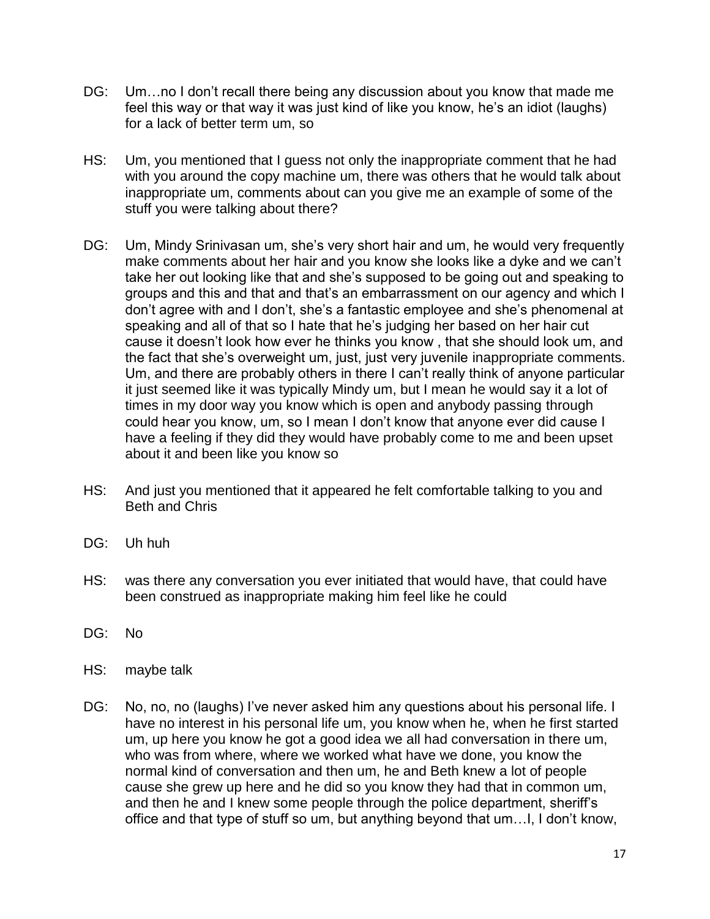DG: Um…no I don't recall there being any discussion about you know that made me feel this way or that way it was just kind of like you know, he's an idiot (laughs) for a lack of better term um, so

HS: Um, you mentioned that I guess not only the inappropriate comment that he had with you around the copy machine um, there was others that he would talk about inappropriate um, comments about can you give me an example of some of the stuff you were talking about there?

DG: Um, Mindy Srinivasan um, she's very short hair and um, he would very frequently make comments about her hair and you know she looks like a dyke and we can't take her out looking like that and she's supposed to be going out and speaking to groups and this and that and that's an embarrassment on our agency and which I don't agree with and I don't, she's a fantastic employee and she's phenomenal at speaking and all of that so I hate that he's judging her based on her hair cut cause it doesn't look how ever he thinks you know , that she should look um, and the fact that she's overweight um, just, just very juvenile inappropriate comments. Um, and there are probably others in there I can't really think of anyone particular it just seemed like it was typically Mindy um, but I mean he would say it a lot of times in my door way you know which is open and anybody passing through could hear you know, um, so I mean I don't know that anyone ever did cause I have a feeling if they did they would have probably come to me and been upset about it and been like you know so

HS: And just you mentioned that it appeared he felt comfortable talking to you and Beth and Chris

DG: Uh huh

HS: was there any conversation you ever initiated that would have, that could have been construed as inappropriate making him feel like he could

DG: No

HS: maybe talk

DG: No, no, no (laughs) I've never asked him any questions about his personal life. I have no interest in his personal life um, you know when he, when he first started um, up here you know he got a good idea we all had conversation in there um, who was from where, where we worked what have we done, you know the normal kind of conversation and then um, he and Beth knew a lot of people cause she grew up here and he did so you know they had that in common um, and then he and I knew some people through the police department, sheriff's office and that type of stuff so um, but anything beyond that um…I, I don't know,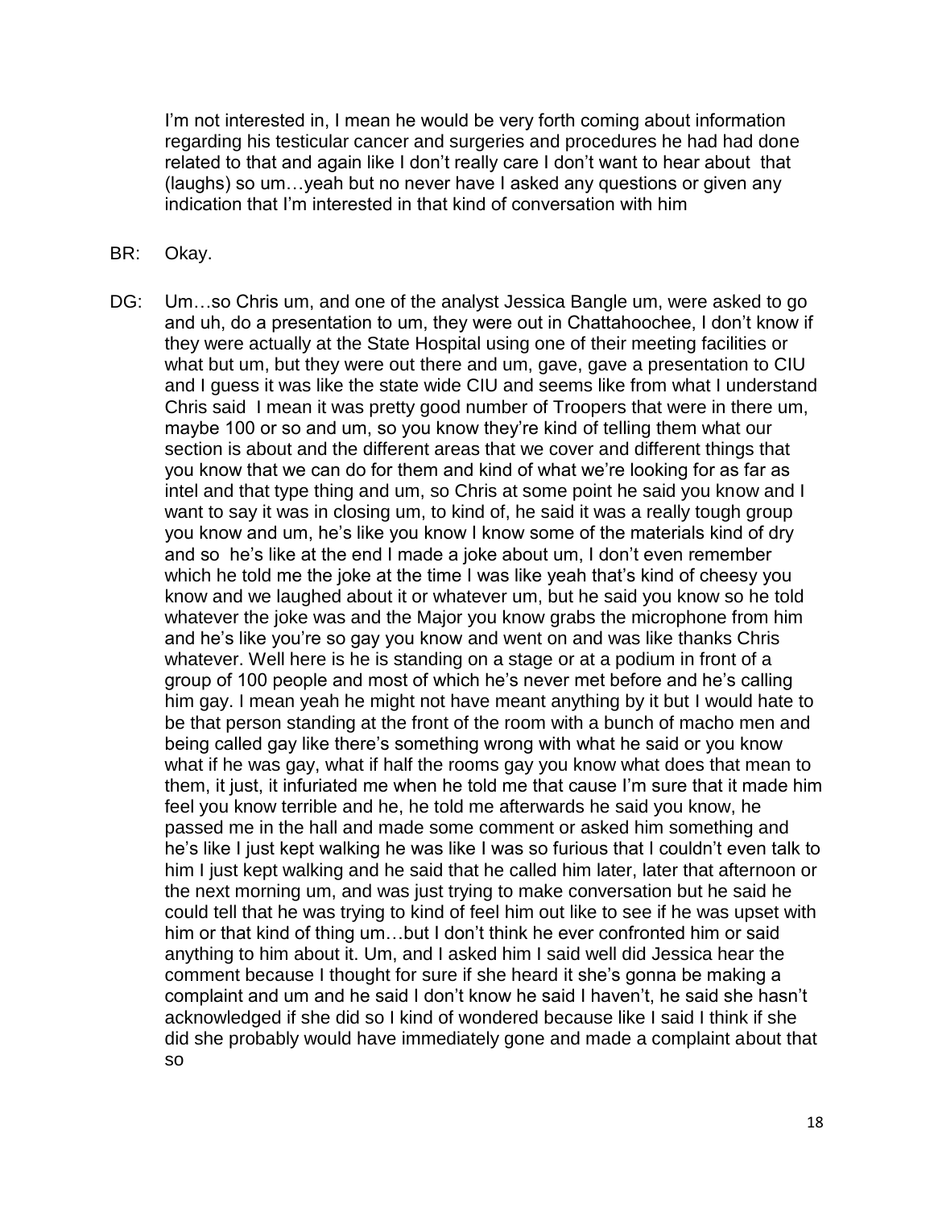I'm not interested in, I mean he would be very forth coming about information regarding his testicular cancer and surgeries and procedures he had had done related to that and again like I don't really care I don't want to hear about that (laughs) so um…yeah but no never have I asked any questions or given any indication that I'm interested in that kind of conversation with him

BR: Okay.

DG: Um…so Chris um, and one of the analyst Jessica Bangle um, were asked to go and uh, do a presentation to um, they were out in Chattahoochee, I don't know if they were actually at the State Hospital using one of their meeting facilities or what but um, but they were out there and um, gave, gave a presentation to CIU and I guess it was like the state wide CIU and seems like from what I understand Chris said I mean it was pretty good number of Troopers that were in there um, maybe 100 or so and um, so you know they're kind of telling them what our section is about and the different areas that we cover and different things that you know that we can do for them and kind of what we're looking for as far as intel and that type thing and um, so Chris at some point he said you know and I want to say it was in closing um, to kind of, he said it was a really tough group you know and um, he's like you know I know some of the materials kind of dry and so he's like at the end I made a joke about um, I don't even remember which he told me the joke at the time I was like yeah that's kind of cheesy you know and we laughed about it or whatever um, but he said you know so he told whatever the joke was and the Major you know grabs the microphone from him and he's like you're so gay you know and went on and was like thanks Chris whatever. Well here is he is standing on a stage or at a podium in front of a group of 100 people and most of which he's never met before and he's calling him gay. I mean yeah he might not have meant anything by it but I would hate to be that person standing at the front of the room with a bunch of macho men and being called gay like there's something wrong with what he said or you know what if he was gay, what if half the rooms gay you know what does that mean to them, it just, it infuriated me when he told me that cause I'm sure that it made him feel you know terrible and he, he told me afterwards he said you know, he passed me in the hall and made some comment or asked him something and he's like I just kept walking he was like I was so furious that I couldn't even talk to him I just kept walking and he said that he called him later, later that afternoon or the next morning um, and was just trying to make conversation but he said he could tell that he was trying to kind of feel him out like to see if he was upset with him or that kind of thing um…but I don't think he ever confronted him or said anything to him about it. Um, and I asked him I said well did Jessica hear the comment because I thought for sure if she heard it she's gonna be making a complaint and um and he said I don't know he said I haven't, he said she hasn't acknowledged if she did so I kind of wondered because like I said I think if she did she probably would have immediately gone and made a complaint about that so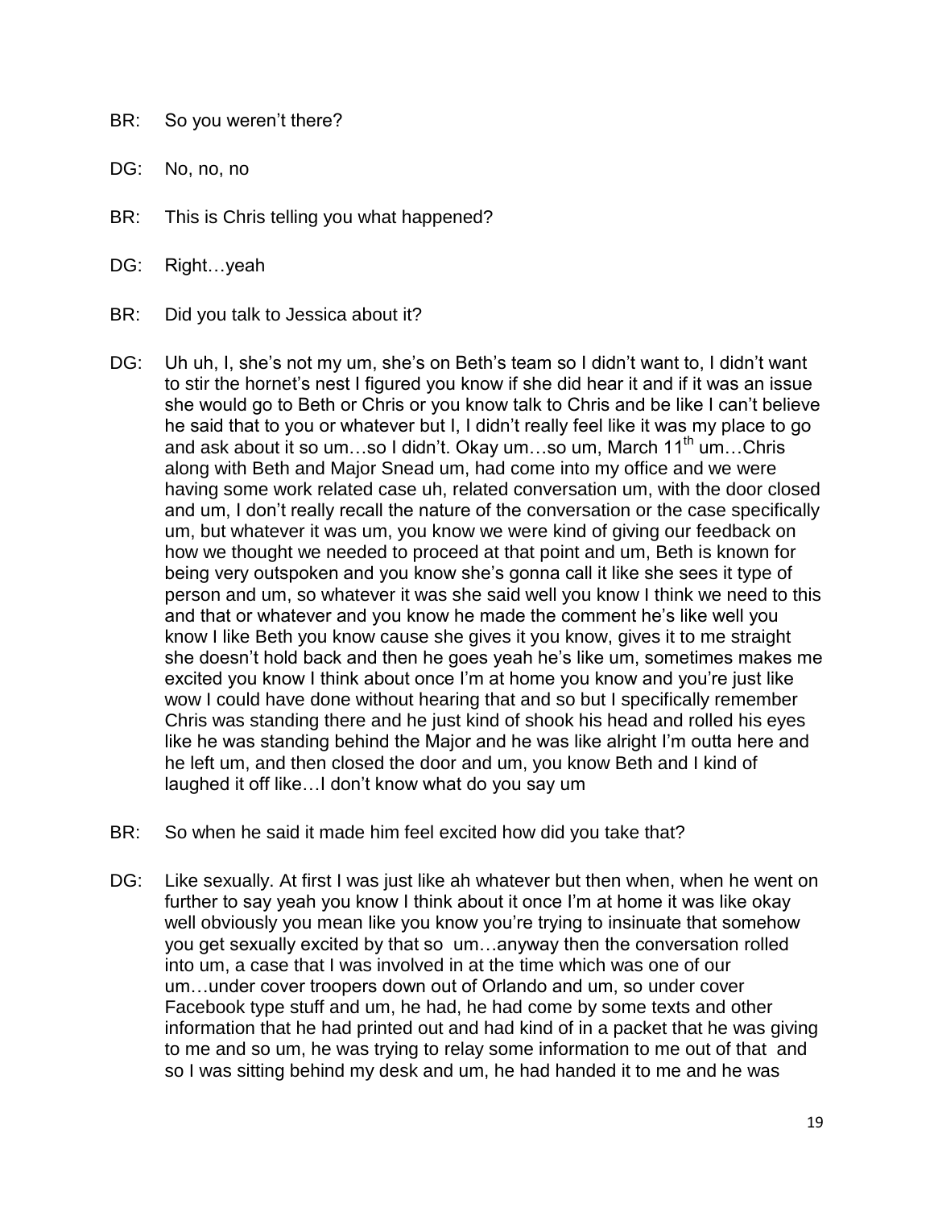BR: So you weren't there?

DG: No, no, no

BR: This is Chris telling you what happened?

DG: Right…yeah

BR: Did you talk to Jessica about it?

DG: Uh uh, I, she's not my um, she's on Beth's team so I didn't want to, I didn't want to stir the hornet's nest I figured you know if she did hear it and if it was an issue she would go to Beth or Chris or you know talk to Chris and be like I can't believe he said that to you or whatever but I, I didn't really feel like it was my place to go and ask about it so um…so I didn't. Okay um…so um, March 11th um…Chris along with Beth and Major Snead um, had come into my office and we were having some work related case uh, related conversation um, with the door closed and um, I don't really recall the nature of the conversation or the case specifically um, but whatever it was um, you know we were kind of giving our feedback on how we thought we needed to proceed at that point and um, Beth is known for being very outspoken and you know she's gonna call it like she sees it type of person and um, so whatever it was she said well you know I think we need to this and that or whatever and you know he made the comment he's like well you know I like Beth you know cause she gives it you know, gives it to me straight she doesn't hold back and then he goes yeah he's like um, sometimes makes me excited you know I think about once I'm at home you know and you're just like wow I could have done without hearing that and so but I specifically remember Chris was standing there and he just kind of shook his head and rolled his eyes like he was standing behind the Major and he was like alright I'm outta here and he left um, and then closed the door and um, you know Beth and I kind of laughed it off like…I don't know what do you say um

BR: So when he said it made him feel excited how did you take that?

DG: Like sexually. At first I was just like ah whatever but then when, when he went on further to say yeah you know I think about it once I'm at home it was like okay well obviously you mean like you know you're trying to insinuate that somehow you get sexually excited by that so um…anyway then the conversation rolled into um, a case that I was involved in at the time which was one of our um…under cover troopers down out of Orlando and um, so under cover Facebook type stuff and um, he had, he had come by some texts and other information that he had printed out and had kind of in a packet that he was giving to me and so um, he was trying to relay some information to me out of that and so I was sitting behind my desk and um, he had handed it to me and he was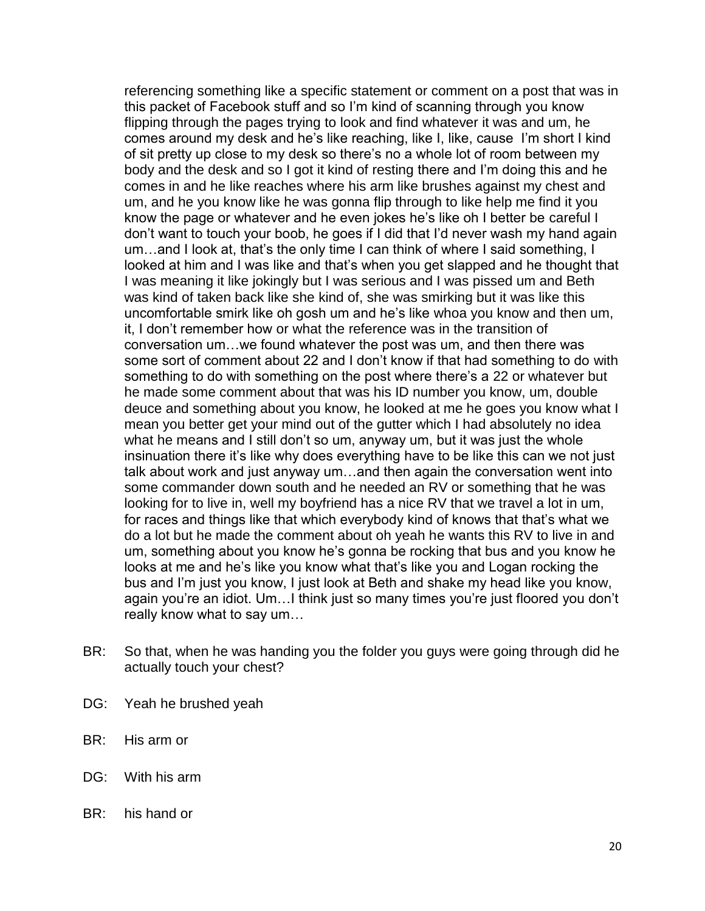referencing something like a specific statement or comment on a post that was in this packet of Facebook stuff and so I'm kind of scanning through you know flipping through the pages trying to look and find whatever it was and um, he comes around my desk and he's like reaching, like I, like, cause I'm short I kind of sit pretty up close to my desk so there's no a whole lot of room between my body and the desk and so I got it kind of resting there and I'm doing this and he comes in and he like reaches where his arm like brushes against my chest and um, and he you know like he was gonna flip through to like help me find it you know the page or whatever and he even jokes he's like oh I better be careful I don't want to touch your boob, he goes if I did that I'd never wash my hand again um…and I look at, that's the only time I can think of where I said something, I looked at him and I was like and that's when you get slapped and he thought that I was meaning it like jokingly but I was serious and I was pissed um and Beth was kind of taken back like she kind of, she was smirking but it was like this uncomfortable smirk like oh gosh um and he's like whoa you know and then um, it, I don't remember how or what the reference was in the transition of conversation um…we found whatever the post was um, and then there was some sort of comment about 22 and I don't know if that had something to do with something to do with something on the post where there's a 22 or whatever but he made some comment about that was his ID number you know, um, double deuce and something about you know, he looked at me he goes you know what I mean you better get your mind out of the gutter which I had absolutely no idea what he means and I still don't so um, anyway um, but it was just the whole insinuation there it's like why does everything have to be like this can we not just talk about work and just anyway um…and then again the conversation went into some commander down south and he needed an RV or something that he was looking for to live in, well my boyfriend has a nice RV that we travel a lot in um, for races and things like that which everybody kind of knows that that's what we do a lot but he made the comment about oh yeah he wants this RV to live in and um, something about you know he's gonna be rocking that bus and you know he looks at me and he's like you know what that's like you and Logan rocking the bus and I'm just you know, I just look at Beth and shake my head like you know, again you're an idiot. Um…I think just so many times you're just floored you don't really know what to say um…

BR: So that, when he was handing you the folder you guys were going through did he actually touch your chest?

DG: Yeah he brushed yeah

BR: His arm or

DG: With his arm

BR: his hand or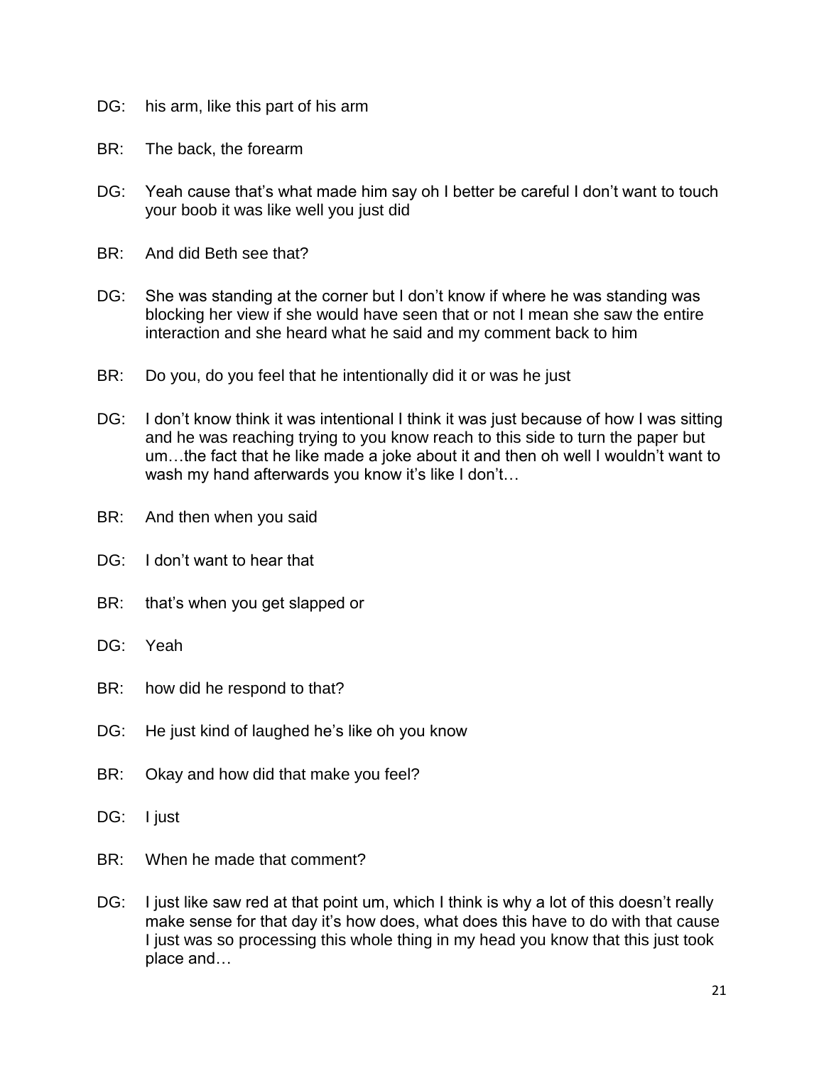DG: his arm, like this part of his arm

BR: The back, the forearm

DG: Yeah cause that's what made him say oh I better be careful I don't want to touch your boob it was like well you just did

BR: And did Beth see that?

DG: She was standing at the corner but I don't know if where he was standing was blocking her view if she would have seen that or not I mean she saw the entire interaction and she heard what he said and my comment back to him

BR: Do you, do you feel that he intentionally did it or was he just

DG: I don't know think it was intentional I think it was just because of how I was sitting and he was reaching trying to you know reach to this side to turn the paper but um…the fact that he like made a joke about it and then oh well I wouldn't want to wash my hand afterwards you know it's like I don't…

BR: And then when you said

DG: I don't want to hear that

BR: that's when you get slapped or

DG: Yeah

BR: how did he respond to that?

DG: He just kind of laughed he's like oh you know

BR: Okay and how did that make you feel?

DG: I just

BR: When he made that comment?

DG: I just like saw red at that point um, which I think is why a lot of this doesn't really make sense for that day it's how does, what does this have to do with that cause I just was so processing this whole thing in my head you know that this just took place and…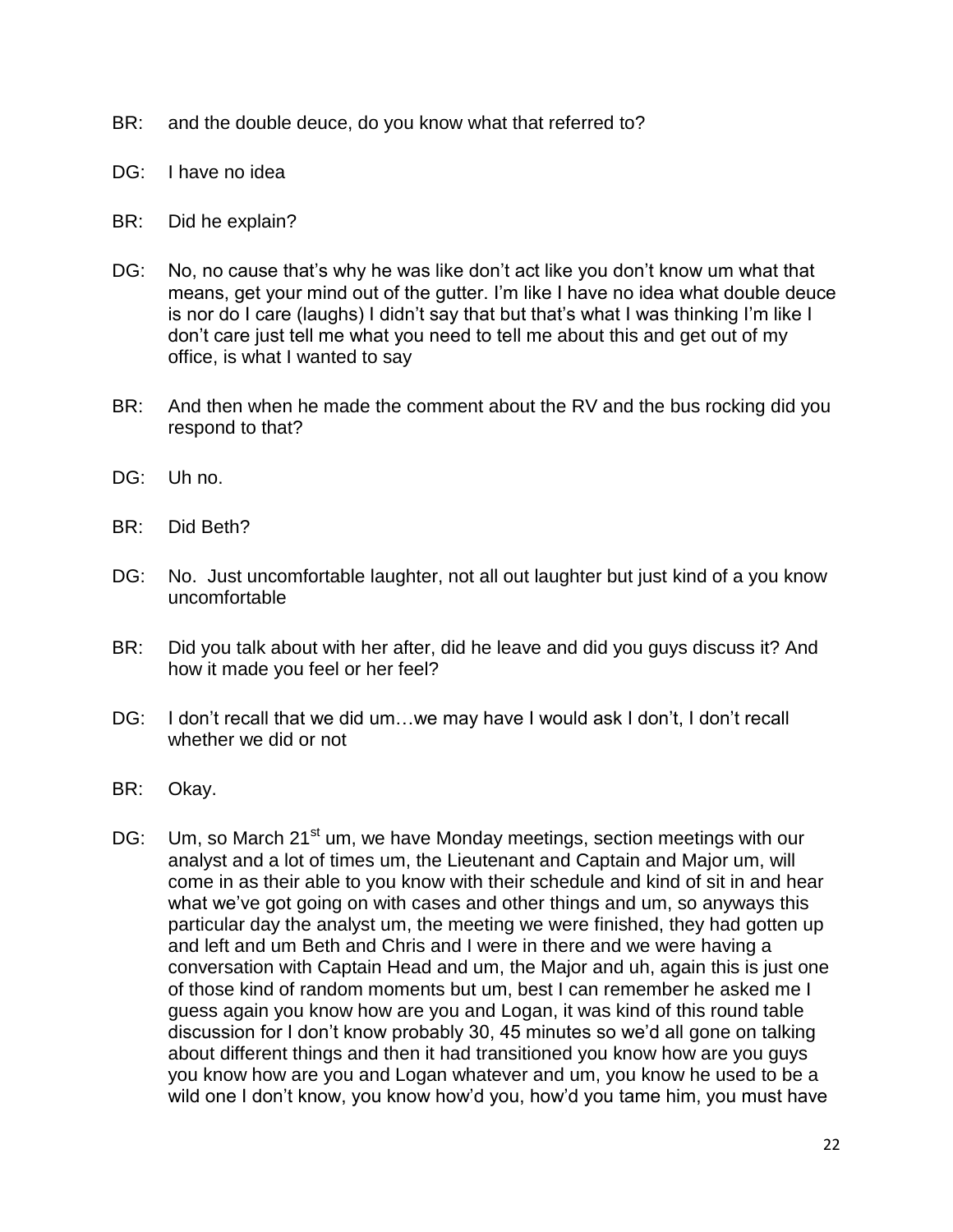BR: and the double deuce, do you know what that referred to?

DG: I have no idea

BR: Did he explain?

DG: No, no cause that's why he was like don't act like you don't know um what that means, get your mind out of the gutter. I'm like I have no idea what double deuce is nor do I care (laughs) I didn't say that but that's what I was thinking I'm like I don't care just tell me what you need to tell me about this and get out of my office, is what I wanted to say

BR: And then when he made the comment about the RV and the bus rocking did you respond to that?

DG: Uh no.

BR: Did Beth?

DG: No. Just uncomfortable laughter, not all out laughter but just kind of a you know uncomfortable

BR: Did you talk about with her after, did he leave and did you guys discuss it? And how it made you feel or her feel?

DG: I don't recall that we did um…we may have I would ask I don't, I don't recall whether we did or not

BR: Okay.

DG: Um, so March 21st um, we have Monday meetings, section meetings with our analyst and a lot of times um, the Lieutenant and Captain and Major um, will come in as their able to you know with their schedule and kind of sit in and hear what we've got going on with cases and other things and um, so anyways this particular day the analyst um, the meeting we were finished, they had gotten up and left and um Beth and Chris and I were in there and we were having a conversation with Captain Head and um, the Major and uh, again this is just one of those kind of random moments but um, best I can remember he asked me I guess again you know how are you and Logan, it was kind of this round table discussion for I don't know probably 30, 45 minutes so we'd all gone on talking about different things and then it had transitioned you know how are you guys you know how are you and Logan whatever and um, you know he used to be a wild one I don't know, you know how'd you, how'd you tame him, you must have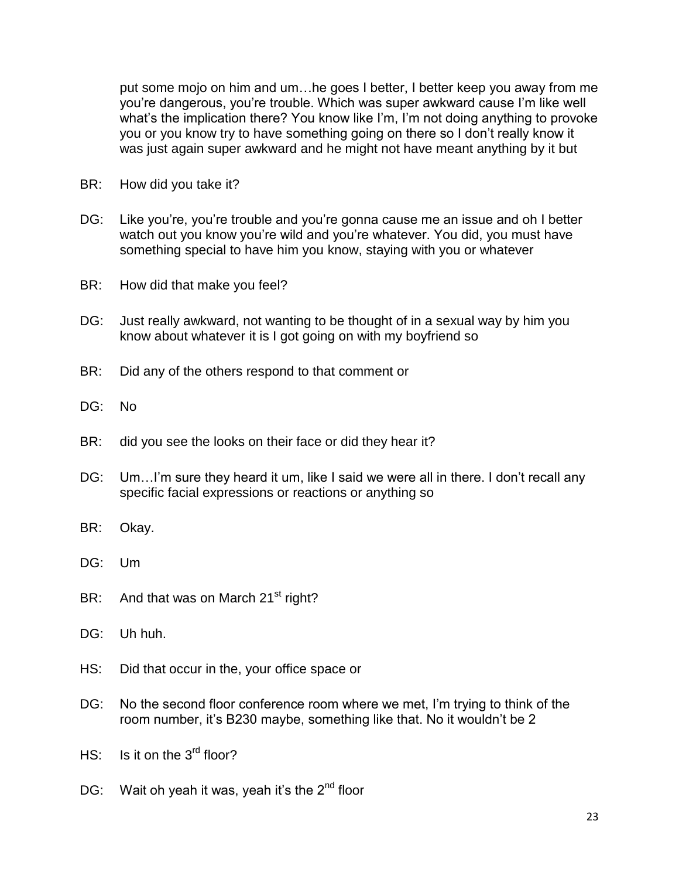put some mojo on him and um…he goes I better, I better keep you away from me you're dangerous, you're trouble. Which was super awkward cause I'm like well what's the implication there? You know like I'm, I'm not doing anything to provoke you or you know try to have something going on there so I don't really know it was just again super awkward and he might not have meant anything by it but

BR: How did you take it?

DG: Like you're, you're trouble and you're gonna cause me an issue and oh I better watch out you know you're wild and you're whatever. You did, you must have something special to have him you know, staying with you or whatever

BR: How did that make you feel?

DG: Just really awkward, not wanting to be thought of in a sexual way by him you know about whatever it is I got going on with my boyfriend so

BR: Did any of the others respond to that comment or

DG: No

BR: did you see the looks on their face or did they hear it?

DG: Um…I'm sure they heard it um, like I said we were all in there. I don't recall any specific facial expressions or reactions or anything so

BR: Okay.

DG: Um

BR: And that was on March 21st right?

DG: Uh huh.

HS: Did that occur in the, your office space or

DG: No the second floor conference room where we met, I'm trying to think of the room number, it's B230 maybe, something like that. No it wouldn't be 2

HS: Is it on the 3rd floor?

DG: Wait oh yeah it was, yeah it's the 2nd floor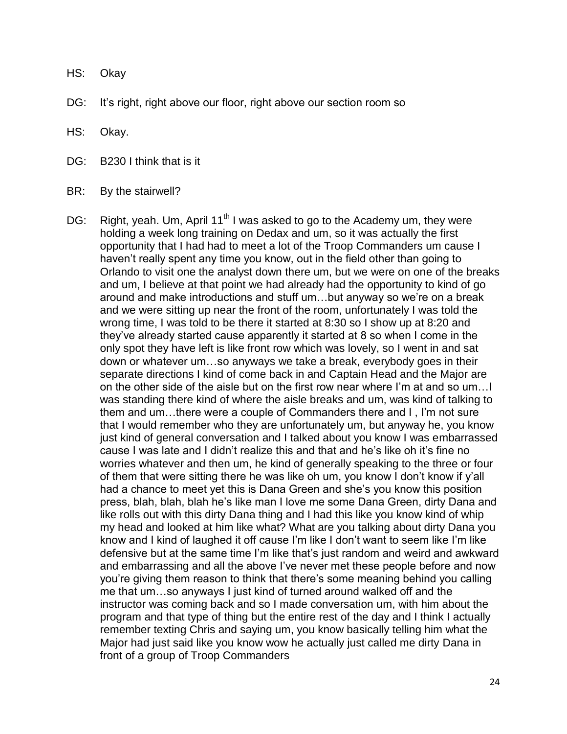HS: Okay

DG: It's right, right above our floor, right above our section room so

HS: Okay.

DG: B230 I think that is it

BR: By the stairwell?

DG: Right, yeah. Um, April 11th I was asked to go to the Academy um, they were holding a week long training on Dedax and um, so it was actually the first opportunity that I had had to meet a lot of the Troop Commanders um cause I haven't really spent any time you know, out in the field other than going to Orlando to visit one the analyst down there um, but we were on one of the breaks and um, I believe at that point we had already had the opportunity to kind of go around and make introductions and stuff um…but anyway so we're on a break and we were sitting up near the front of the room, unfortunately I was told the wrong time, I was told to be there it started at 8:30 so I show up at 8:20 and they've already started cause apparently it started at 8 so when I come in the only spot they have left is like front row which was lovely, so I went in and sat down or whatever um…so anyways we take a break, everybody goes in their separate directions I kind of come back in and Captain Head and the Major are on the other side of the aisle but on the first row near where I'm at and so um…I was standing there kind of where the aisle breaks and um, was kind of talking to them and um…there were a couple of Commanders there and I , I'm not sure that I would remember who they are unfortunately um, but anyway he, you know just kind of general conversation and I talked about you know I was embarrassed cause I was late and I didn't realize this and that and he's like oh it's fine no worries whatever and then um, he kind of generally speaking to the three or four of them that were sitting there he was like oh um, you know I don't know if y'all had a chance to meet yet this is Dana Green and she's you know this position press, blah, blah, blah he's like man I love me some Dana Green, dirty Dana and like rolls out with this dirty Dana thing and I had this like you know kind of whip my head and looked at him like what? What are you talking about dirty Dana you know and I kind of laughed it off cause I'm like I don't want to seem like I'm like defensive but at the same time I'm like that's just random and weird and awkward and embarrassing and all the above I've never met these people before and now you're giving them reason to think that there's some meaning behind you calling me that um…so anyways I just kind of turned around walked off and the instructor was coming back and so I made conversation um, with him about the program and that type of thing but the entire rest of the day and I think I actually remember texting Chris and saying um, you know basically telling him what the Major had just said like you know wow he actually just called me dirty Dana in front of a group of Troop Commanders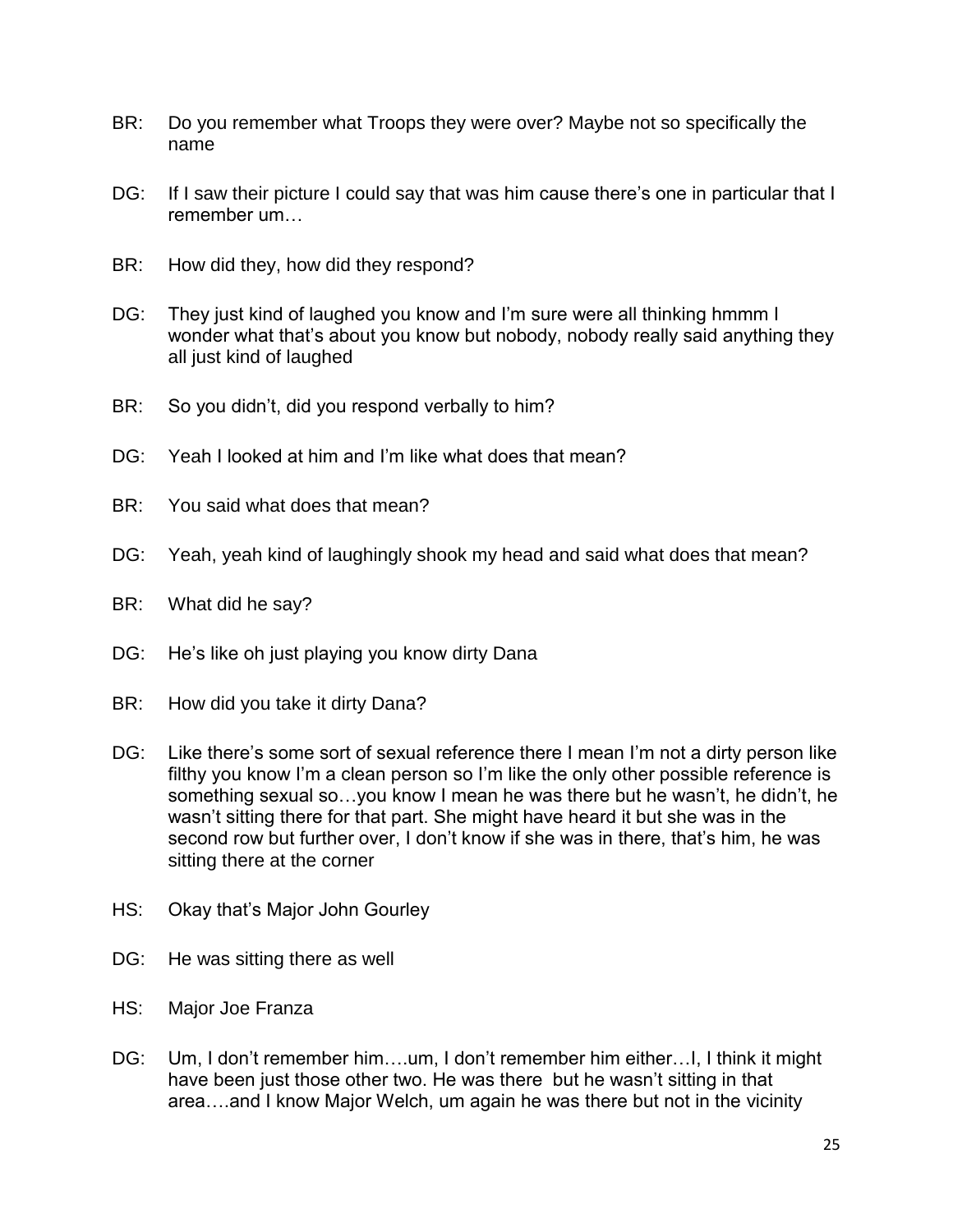BR: Do you remember what Troops they were over? Maybe not so specifically the name

DG: If I saw their picture I could say that was him cause there's one in particular that I remember um…

BR: How did they, how did they respond?

DG: They just kind of laughed you know and I'm sure were all thinking hmmm I wonder what that's about you know but nobody, nobody really said anything they all just kind of laughed

BR: So you didn't, did you respond verbally to him?

DG: Yeah I looked at him and I'm like what does that mean?

BR: You said what does that mean?

DG: Yeah, yeah kind of laughingly shook my head and said what does that mean?

BR: What did he say?

DG: He's like oh just playing you know dirty Dana

BR: How did you take it dirty Dana?

DG: Like there's some sort of sexual reference there I mean I'm not a dirty person like filthy you know I'm a clean person so I'm like the only other possible reference is something sexual so…you know I mean he was there but he wasn't, he didn't, he wasn't sitting there for that part. She might have heard it but she was in the second row but further over, I don't know if she was in there, that's him, he was sitting there at the corner

HS: Okay that's Major John Gourley

DG: He was sitting there as well

HS: Major Joe Franza

DG: Um, I don't remember him….um, I don't remember him either…I, I think it might have been just those other two. He was there but he wasn't sitting in that area….and I know Major Welch, um again he was there but not in the vicinity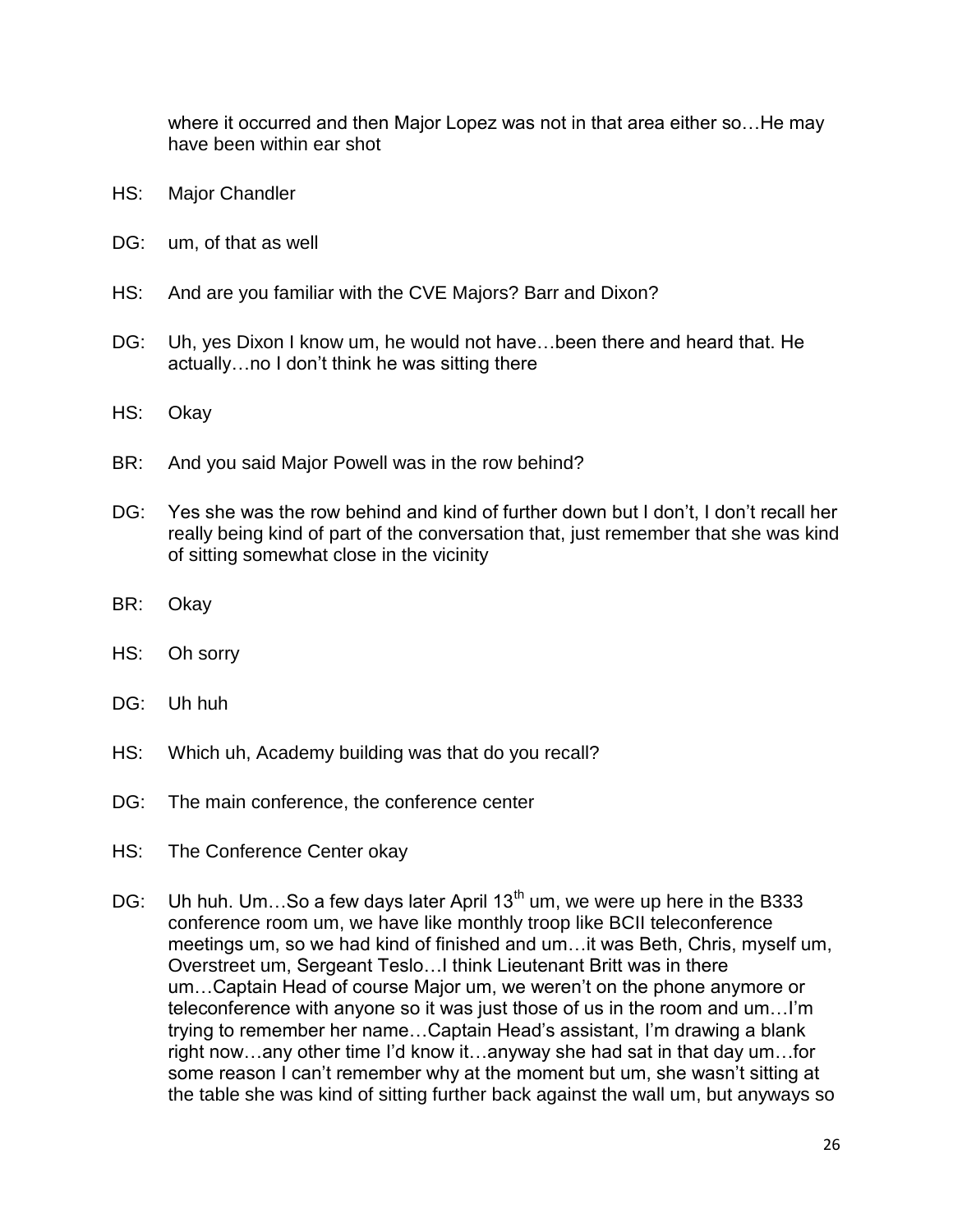where it occurred and then Major Lopez was not in that area either so…He may have been within ear shot

HS: Major Chandler

DG: um, of that as well

HS: And are you familiar with the CVE Majors? Barr and Dixon?

DG: Uh, yes Dixon I know um, he would not have…been there and heard that. He actually…no I don't think he was sitting there

HS: Okay

BR: And you said Major Powell was in the row behind?

DG: Yes she was the row behind and kind of further down but I don't, I don't recall her really being kind of part of the conversation that, just remember that she was kind of sitting somewhat close in the vicinity

BR: Okay

HS: Oh sorry

DG: Uh huh

HS: Which uh, Academy building was that do you recall?

DG: The main conference, the conference center

HS: The Conference Center okay

DG: Uh huh. Um…So a few days later April 13th um, we were up here in the B333 conference room um, we have like monthly troop like BCII teleconference meetings um, so we had kind of finished and um…it was Beth, Chris, myself um, Overstreet um, Sergeant Teslo…I think Lieutenant Britt was in there um…Captain Head of course Major um, we weren't on the phone anymore or teleconference with anyone so it was just those of us in the room and um…I'm trying to remember her name…Captain Head's assistant, I'm drawing a blank right now…any other time I'd know it…anyway she had sat in that day um…for some reason I can't remember why at the moment but um, she wasn't sitting at the table she was kind of sitting further back against the wall um, but anyways so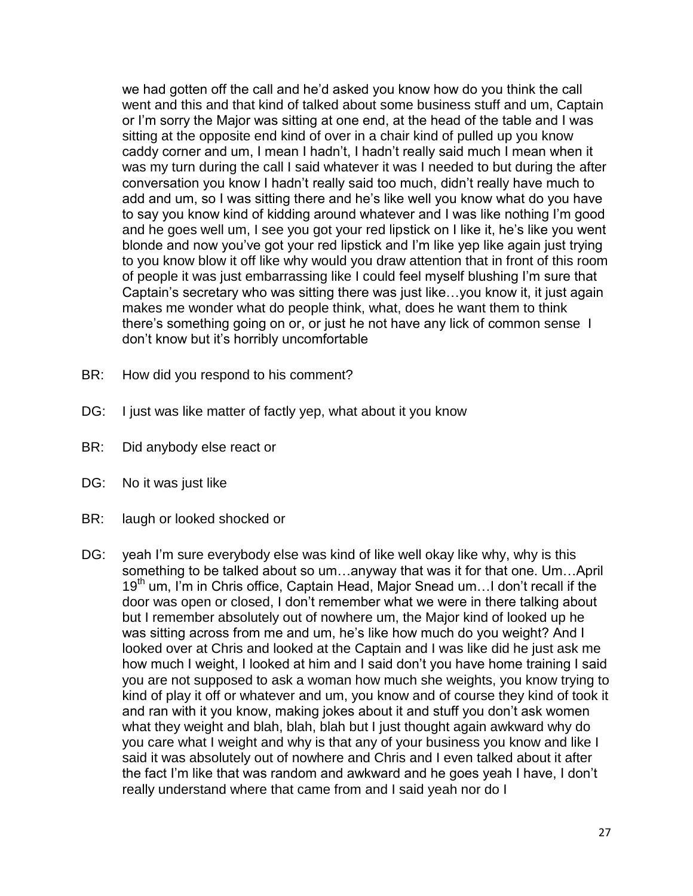we had gotten off the call and he'd asked you know how do you think the call went and this and that kind of talked about some business stuff and um, Captain or I'm sorry the Major was sitting at one end, at the head of the table and I was sitting at the opposite end kind of over in a chair kind of pulled up you know caddy corner and um, I mean I hadn't, I hadn't really said much I mean when it was my turn during the call I said whatever it was I needed to but during the after conversation you know I hadn't really said too much, didn't really have much to add and um, so I was sitting there and he's like well you know what do you have to say you know kind of kidding around whatever and I was like nothing I'm good and he goes well um, I see you got your red lipstick on I like it, he's like you went blonde and now you've got your red lipstick and I'm like yep like again just trying to you know blow it off like why would you draw attention that in front of this room of people it was just embarrassing like I could feel myself blushing I'm sure that Captain's secretary who was sitting there was just like…you know it, it just again makes me wonder what do people think, what, does he want them to think there's something going on or, or just he not have any lick of common sense I don't know but it's horribly uncomfortable

BR: How did you respond to his comment?

DG: I just was like matter of factly yep, what about it you know

BR: Did anybody else react or

DG: No it was just like

BR: laugh or looked shocked or

DG: yeah I'm sure everybody else was kind of like well okay like why, why is this something to be talked about so um…anyway that was it for that one. Um…April 19th um, I'm in Chris office, Captain Head, Major Snead um…I don't recall if the door was open or closed, I don't remember what we were in there talking about but I remember absolutely out of nowhere um, the Major kind of looked up he was sitting across from me and um, he's like how much do you weight? And I looked over at Chris and looked at the Captain and I was like did he just ask me how much I weight, I looked at him and I said don't you have home training I said you are not supposed to ask a woman how much she weights, you know trying to kind of play it off or whatever and um, you know and of course they kind of took it and ran with it you know, making jokes about it and stuff you don't ask women what they weight and blah, blah, blah but I just thought again awkward why do you care what I weight and why is that any of your business you know and like I said it was absolutely out of nowhere and Chris and I even talked about it after the fact I'm like that was random and awkward and he goes yeah I have, I don't really understand where that came from and I said yeah nor do I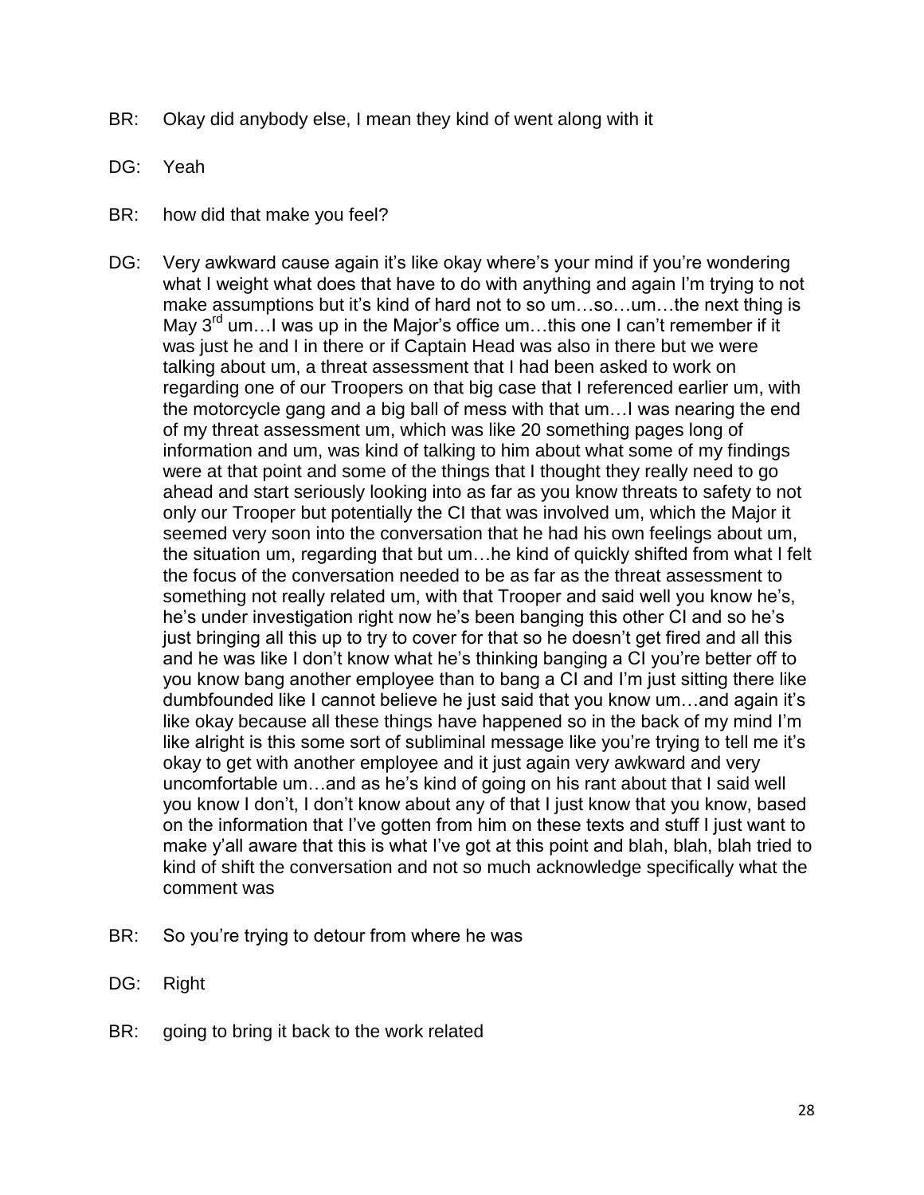BR: Okay did anybody else, I mean they kind of went along with it

DG: Yeah

BR: how did that make you feel?

DG: Very awkward cause again it's like okay where's your mind if you're wondering what I weight what does that have to do with anything and again I'm trying to not make assumptions but it's kind of hard not to so um…so…um…the next thing is May 3rd um…I was up in the Major's office um…this one I can't remember if it was just he and I in there or if Captain Head was also in there but we were talking about um, a threat assessment that I had been asked to work on regarding one of our Troopers on that big case that I referenced earlier um, with the motorcycle gang and a big ball of mess with that um…I was nearing the end of my threat assessment um, which was like 20 something pages long of information and um, was kind of talking to him about what some of my findings were at that point and some of the things that I thought they really need to go ahead and start seriously looking into as far as you know threats to safety to not only our Trooper but potentially the CI that was involved um, which the Major it seemed very soon into the conversation that he had his own feelings about um, the situation um, regarding that but um…he kind of quickly shifted from what I felt the focus of the conversation needed to be as far as the threat assessment to something not really related um, with that Trooper and said well you know he's, he's under investigation right now he's been banging this other CI and so he's just bringing all this up to try to cover for that so he doesn't get fired and all this and he was like I don't know what he's thinking banging a CI you're better off to you know bang another employee than to bang a CI and I'm just sitting there like dumbfounded like I cannot believe he just said that you know um…and again it's like okay because all these things have happened so in the back of my mind I'm like alright is this some sort of subliminal message like you're trying to tell me it's okay to get with another employee and it just again very awkward and very uncomfortable um…and as he's kind of going on his rant about that I said well you know I don't, I don't know about any of that I just know that you know, based on the information that I've gotten from him on these texts and stuff I just want to make y'all aware that this is what I've got at this point and blah, blah, blah tried to kind of shift the conversation and not so much acknowledge specifically what the comment was

BR: So you're trying to detour from where he was

DG: Right

BR: going to bring it back to the work related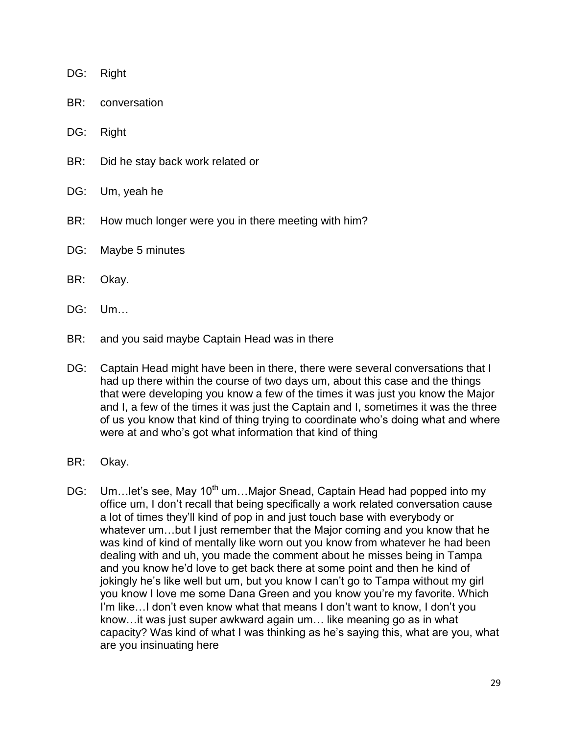DG: Right

BR: conversation

DG: Right

BR: Did he stay back work related or

DG: Um, yeah he

BR: How much longer were you in there meeting with him?

DG: Maybe 5 minutes

BR: Okay.

DG: Um…

BR: and you said maybe Captain Head was in there

DG: Captain Head might have been in there, there were several conversations that I had up there within the course of two days um, about this case and the things that were developing you know a few of the times it was just you know the Major and I, a few of the times it was just the Captain and I, sometimes it was the three of us you know that kind of thing trying to coordinate who's doing what and where were at and who's got what information that kind of thing

BR: Okay.

DG: Um…let's see, May 10th um…Major Snead, Captain Head had popped into my office um, I don't recall that being specifically a work related conversation cause a lot of times they'll kind of pop in and just touch base with everybody or whatever um…but I just remember that the Major coming and you know that he was kind of kind of mentally like worn out you know from whatever he had been dealing with and uh, you made the comment about he misses being in Tampa and you know he'd love to get back there at some point and then he kind of jokingly he's like well but um, but you know I can't go to Tampa without my girl you know I love me some Dana Green and you know you're my favorite. Which I'm like…I don't even know what that means I don't want to know, I don't you know…it was just super awkward again um… like meaning go as in what capacity? Was kind of what I was thinking as he's saying this, what are you, what are you insinuating here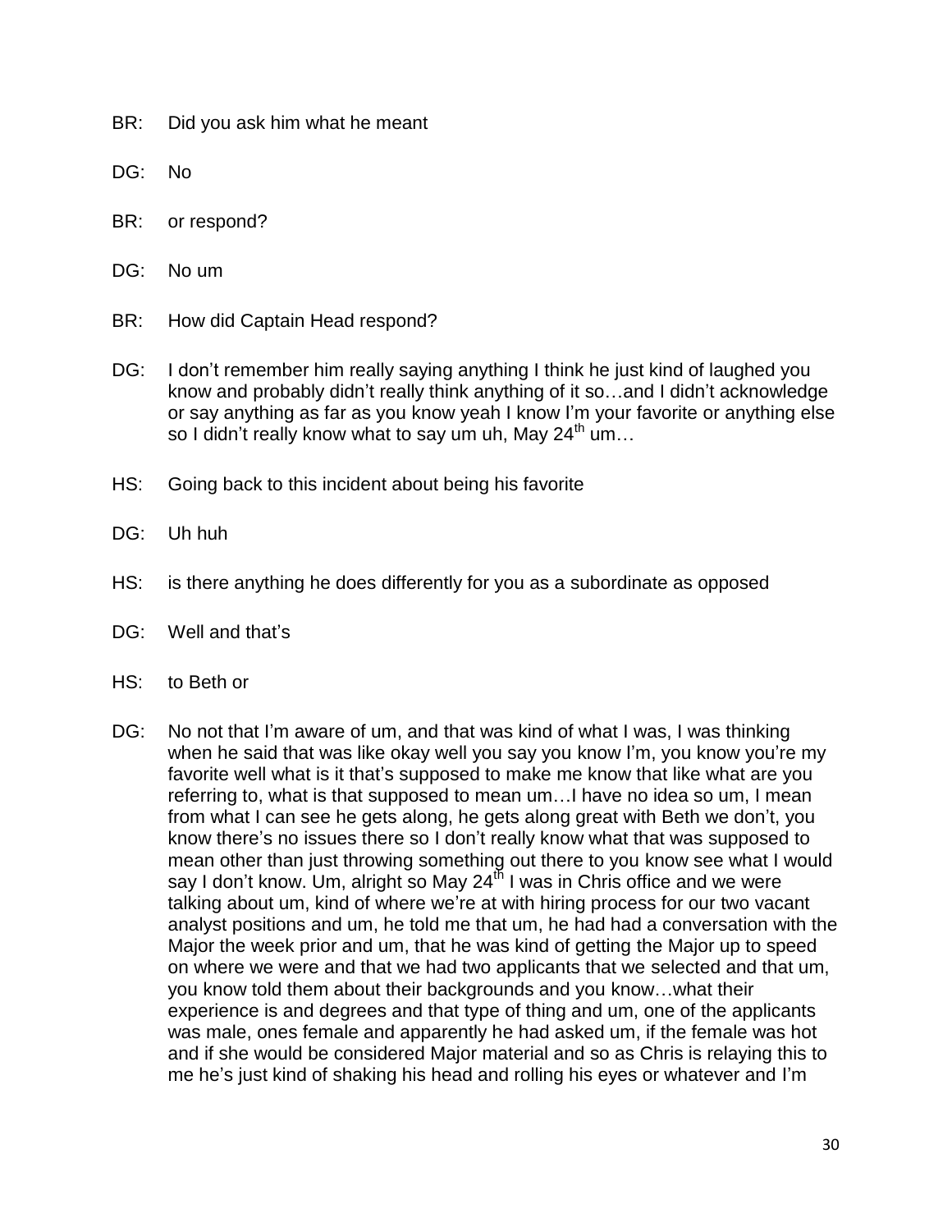BR: Did you ask him what he meant

DG: No

BR: or respond?

DG: No um

BR: How did Captain Head respond?

DG: I don't remember him really saying anything I think he just kind of laughed you know and probably didn't really think anything of it so…and I didn't acknowledge or say anything as far as you know yeah I know I'm your favorite or anything else so I didn't really know what to say um uh, May 24th um…

HS: Going back to this incident about being his favorite

DG: Uh huh

HS: is there anything he does differently for you as a subordinate as opposed

DG: Well and that's

HS: to Beth or

DG: No not that I'm aware of um, and that was kind of what I was, I was thinking when he said that was like okay well you say you know I'm, you know you're my favorite well what is it that's supposed to make me know that like what are you referring to, what is that supposed to mean um…I have no idea so um, I mean from what I can see he gets along, he gets along great with Beth we don't, you know there's no issues there so I don't really know what that was supposed to mean other than just throwing something out there to you know see what I would say I don't know. Um, alright so May 24th I was in Chris office and we were talking about um, kind of where we're at with hiring process for our two vacant analyst positions and um, he told me that um, he had had a conversation with the Major the week prior and um, that he was kind of getting the Major up to speed on where we were and that we had two applicants that we selected and that um, you know told them about their backgrounds and you know…what their experience is and degrees and that type of thing and um, one of the applicants was male, ones female and apparently he had asked um, if the female was hot and if she would be considered Major material and so as Chris is relaying this to me he's just kind of shaking his head and rolling his eyes or whatever and I'm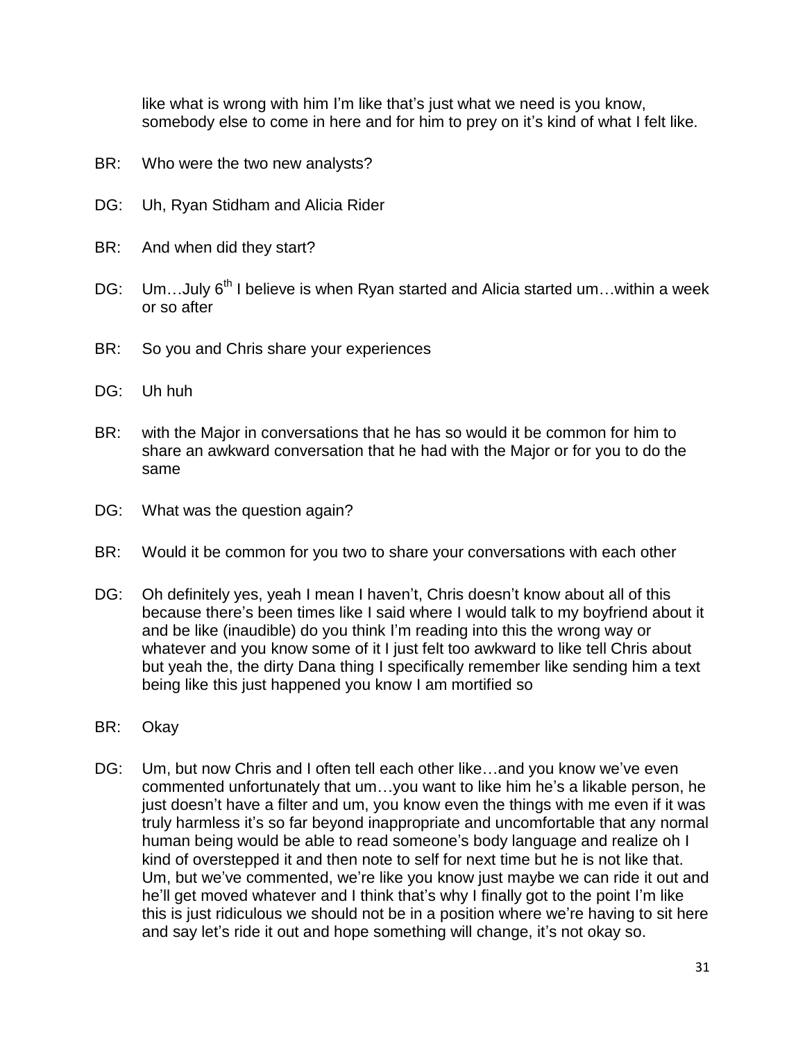like what is wrong with him I'm like that's just what we need is you know, somebody else to come in here and for him to prey on it's kind of what I felt like.

BR: Who were the two new analysts?

DG: Uh, Ryan Stidham and Alicia Rider

BR: And when did they start?

DG: Um…July 6th I believe is when Ryan started and Alicia started um…within a week or so after

BR: So you and Chris share your experiences

DG: Uh huh

BR: with the Major in conversations that he has so would it be common for him to share an awkward conversation that he had with the Major or for you to do the same

DG: What was the question again?

BR: Would it be common for you two to share your conversations with each other

DG: Oh definitely yes, yeah I mean I haven't, Chris doesn't know about all of this because there's been times like I said where I would talk to my boyfriend about it and be like (inaudible) do you think I'm reading into this the wrong way or whatever and you know some of it I just felt too awkward to like tell Chris about but yeah the, the dirty Dana thing I specifically remember like sending him a text being like this just happened you know I am mortified so

BR: Okay

DG: Um, but now Chris and I often tell each other like…and you know we've even commented unfortunately that um…you want to like him he's a likable person, he just doesn't have a filter and um, you know even the things with me even if it was truly harmless it's so far beyond inappropriate and uncomfortable that any normal human being would be able to read someone's body language and realize oh I kind of overstepped it and then note to self for next time but he is not like that. Um, but we've commented, we're like you know just maybe we can ride it out and he'll get moved whatever and I think that's why I finally got to the point I'm like this is just ridiculous we should not be in a position where we're having to sit here and say let's ride it out and hope something will change, it's not okay so.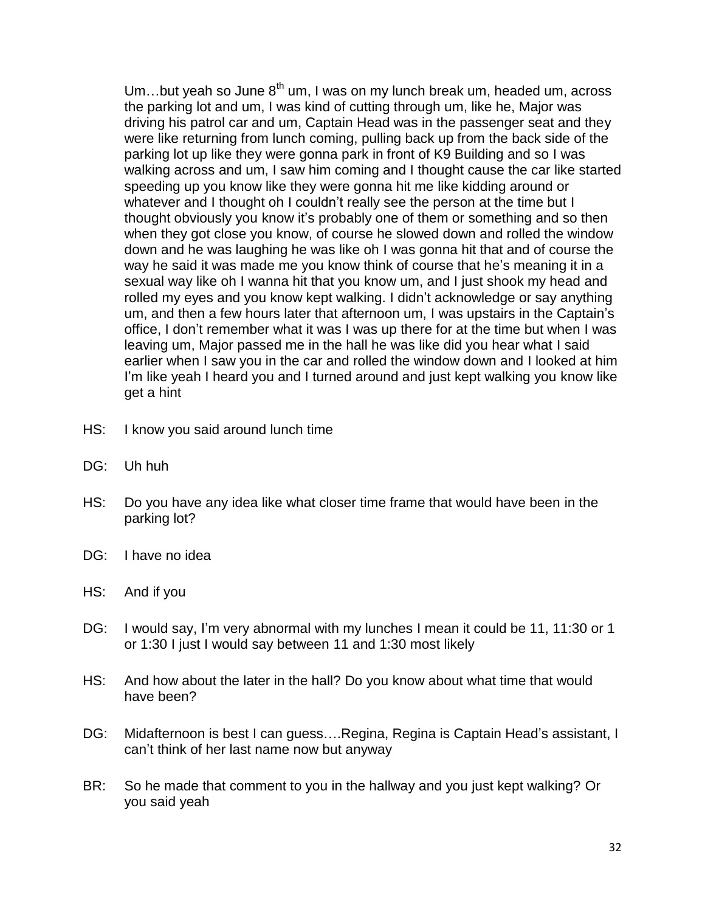Um…but yeah so June 8th um, I was on my lunch break um, headed um, across the parking lot and um, I was kind of cutting through um, like he, Major was driving his patrol car and um, Captain Head was in the passenger seat and they were like returning from lunch coming, pulling back up from the back side of the parking lot up like they were gonna park in front of K9 Building and so I was walking across and um, I saw him coming and I thought cause the car like started speeding up you know like they were gonna hit me like kidding around or whatever and I thought oh I couldn't really see the person at the time but I thought obviously you know it's probably one of them or something and so then when they got close you know, of course he slowed down and rolled the window down and he was laughing he was like oh I was gonna hit that and of course the way he said it was made me you know think of course that he's meaning it in a sexual way like oh I wanna hit that you know um, and I just shook my head and rolled my eyes and you know kept walking. I didn't acknowledge or say anything um, and then a few hours later that afternoon um, I was upstairs in the Captain's office, I don't remember what it was I was up there for at the time but when I was leaving um, Major passed me in the hall he was like did you hear what I said earlier when I saw you in the car and rolled the window down and I looked at him I'm like yeah I heard you and I turned around and just kept walking you know like get a hint

HS: I know you said around lunch time

DG: Uh huh

HS: Do you have any idea like what closer time frame that would have been in the parking lot?

DG: I have no idea

HS: And if you

DG: I would say, I'm very abnormal with my lunches I mean it could be 11, 11:30 or 1 or 1:30 I just I would say between 11 and 1:30 most likely

HS: And how about the later in the hall? Do you know about what time that would have been?

DG: Midafternoon is best I can guess….Regina, Regina is Captain Head's assistant, I can't think of her last name now but anyway

BR: So he made that comment to you in the hallway and you just kept walking? Or you said yeah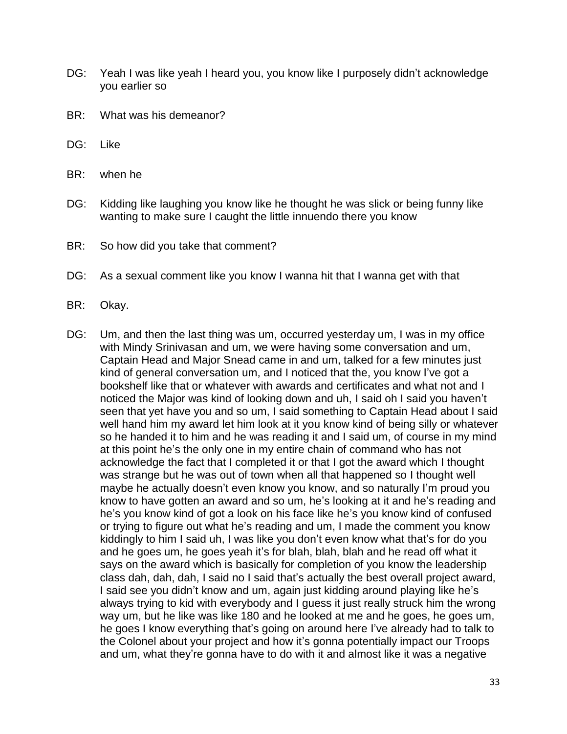DG: Yeah I was like yeah I heard you, you know like I purposely didn't acknowledge you earlier so

BR: What was his demeanor?

DG: Like

BR: when he

DG: Kidding like laughing you know like he thought he was slick or being funny like wanting to make sure I caught the little innuendo there you know

BR: So how did you take that comment?

DG: As a sexual comment like you know I wanna hit that I wanna get with that

BR: Okay.

DG: Um, and then the last thing was um, occurred yesterday um, I was in my office with Mindy Srinivasan and um, we were having some conversation and um, Captain Head and Major Snead came in and um, talked for a few minutes just kind of general conversation um, and I noticed that the, you know I've got a bookshelf like that or whatever with awards and certificates and what not and I noticed the Major was kind of looking down and uh, I said oh I said you haven't seen that yet have you and so um, I said something to Captain Head about I said well hand him my award let him look at it you know kind of being silly or whatever so he handed it to him and he was reading it and I said um, of course in my mind at this point he's the only one in my entire chain of command who has not acknowledge the fact that I completed it or that I got the award which I thought was strange but he was out of town when all that happened so I thought well maybe he actually doesn't even know you know, and so naturally I'm proud you know to have gotten an award and so um, he's looking at it and he's reading and he's you know kind of got a look on his face like he's you know kind of confused or trying to figure out what he's reading and um, I made the comment you know kiddingly to him I said uh, I was like you don't even know what that's for do you and he goes um, he goes yeah it's for blah, blah, blah and he read off what it says on the award which is basically for completion of you know the leadership class dah, dah, dah, I said no I said that's actually the best overall project award, I said see you didn't know and um, again just kidding around playing like he's always trying to kid with everybody and I guess it just really struck him the wrong way um, but he like was like 180 and he looked at me and he goes, he goes um, he goes I know everything that's going on around here I've already had to talk to the Colonel about your project and how it's gonna potentially impact our Troops and um, what they're gonna have to do with it and almost like it was a negative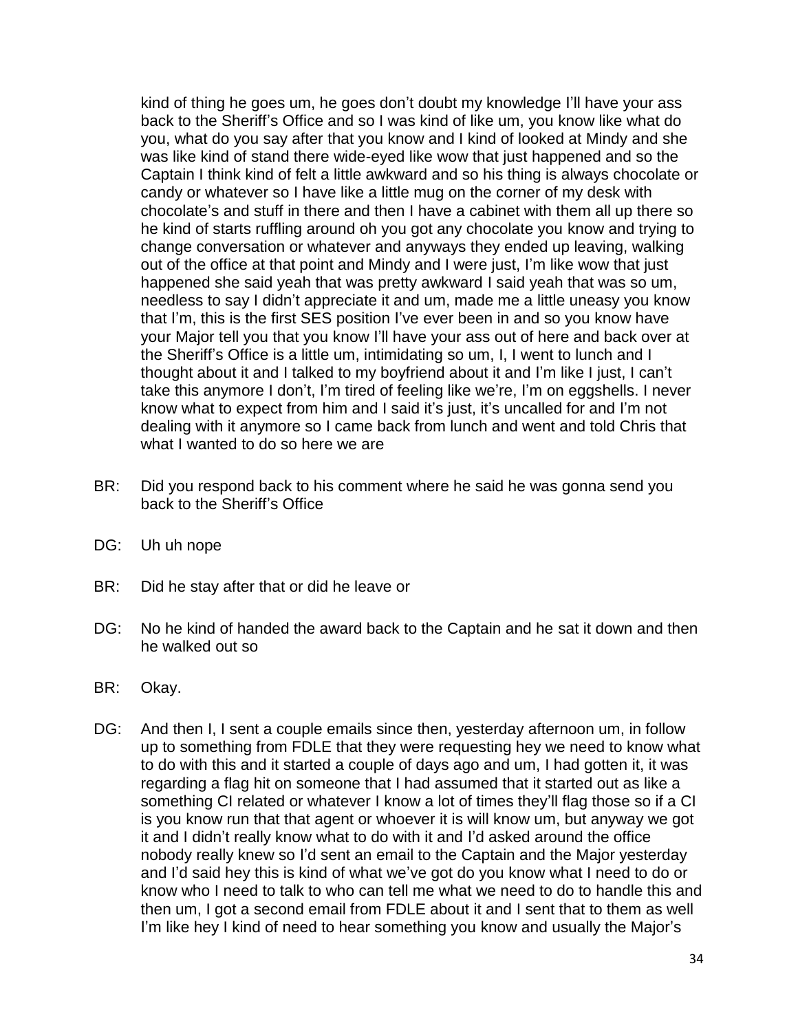kind of thing he goes um, he goes don't doubt my knowledge I'll have your ass back to the Sheriff's Office and so I was kind of like um, you know like what do you, what do you say after that you know and I kind of looked at Mindy and she was like kind of stand there wide-eyed like wow that just happened and so the Captain I think kind of felt a little awkward and so his thing is always chocolate or candy or whatever so I have like a little mug on the corner of my desk with chocolate's and stuff in there and then I have a cabinet with them all up there so he kind of starts ruffling around oh you got any chocolate you know and trying to change conversation or whatever and anyways they ended up leaving, walking out of the office at that point and Mindy and I were just, I'm like wow that just happened she said yeah that was pretty awkward I said yeah that was so um, needless to say I didn't appreciate it and um, made me a little uneasy you know that I'm, this is the first SES position I've ever been in and so you know have your Major tell you that you know I'll have your ass out of here and back over at the Sheriff's Office is a little um, intimidating so um, I, I went to lunch and I thought about it and I talked to my boyfriend about it and I'm like I just, I can't take this anymore I don't, I'm tired of feeling like we're, I'm on eggshells. I never know what to expect from him and I said it's just, it's uncalled for and I'm not dealing with it anymore so I came back from lunch and went and told Chris that what I wanted to do so here we are

BR: Did you respond back to his comment where he said he was gonna send you back to the Sheriff's Office

DG: Uh uh nope

BR: Did he stay after that or did he leave or

DG: No he kind of handed the award back to the Captain and he sat it down and then he walked out so

BR: Okay.

DG: And then I, I sent a couple emails since then, yesterday afternoon um, in follow up to something from FDLE that they were requesting hey we need to know what to do with this and it started a couple of days ago and um, I had gotten it, it was regarding a flag hit on someone that I had assumed that it started out as like a something CI related or whatever I know a lot of times they'll flag those so if a CI is you know run that that agent or whoever it is will know um, but anyway we got it and I didn't really know what to do with it and I'd asked around the office nobody really knew so I'd sent an email to the Captain and the Major yesterday and I'd said hey this is kind of what we've got do you know what I need to do or know who I need to talk to who can tell me what we need to do to handle this and then um, I got a second email from FDLE about it and I sent that to them as well I'm like hey I kind of need to hear something you know and usually the Major's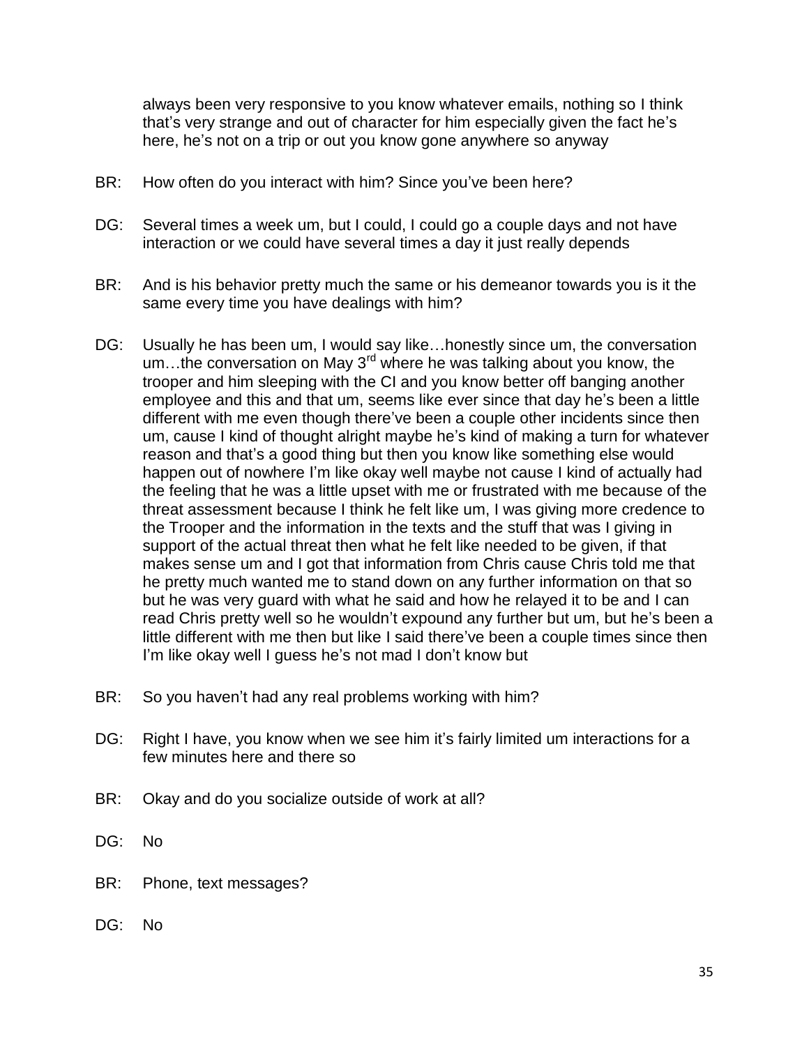always been very responsive to you know whatever emails, nothing so I think that's very strange and out of character for him especially given the fact he's here, he's not on a trip or out you know gone anywhere so anyway

BR: How often do you interact with him? Since you've been here?

DG: Several times a week um, but I could, I could go a couple days and not have interaction or we could have several times a day it just really depends

BR: And is his behavior pretty much the same or his demeanor towards you is it the same every time you have dealings with him?

DG: Usually he has been um, I would say like…honestly since um, the conversation um…the conversation on May 3rd where he was talking about you know, the trooper and him sleeping with the CI and you know better off banging another employee and this and that um, seems like ever since that day he's been a little different with me even though there've been a couple other incidents since then um, cause I kind of thought alright maybe he's kind of making a turn for whatever reason and that's a good thing but then you know like something else would happen out of nowhere I'm like okay well maybe not cause I kind of actually had the feeling that he was a little upset with me or frustrated with me because of the threat assessment because I think he felt like um, I was giving more credence to the Trooper and the information in the texts and the stuff that was I giving in support of the actual threat then what he felt like needed to be given, if that makes sense um and I got that information from Chris cause Chris told me that he pretty much wanted me to stand down on any further information on that so but he was very guard with what he said and how he relayed it to be and I can read Chris pretty well so he wouldn't expound any further but um, but he's been a little different with me then but like I said there've been a couple times since then I'm like okay well I guess he's not mad I don't know but

BR: So you haven't had any real problems working with him?

DG: Right I have, you know when we see him it's fairly limited um interactions for a few minutes here and there so

BR: Okay and do you socialize outside of work at all?

DG: No

BR: Phone, text messages?

DG: No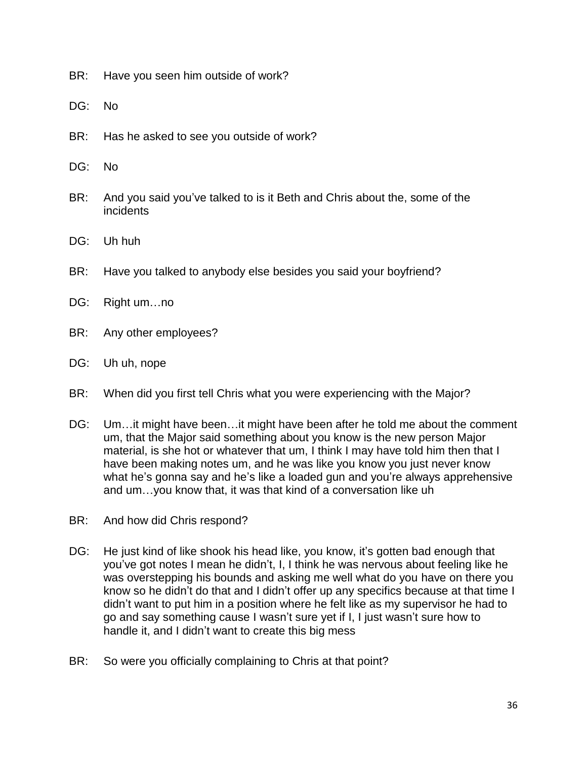BR: Have you seen him outside of work?

DG: No

BR: Has he asked to see you outside of work?

DG: No

BR: And you said you've talked to is it Beth and Chris about the, some of the incidents

DG: Uh huh

BR: Have you talked to anybody else besides you said your boyfriend?

DG: Right um…no

BR: Any other employees?

DG: Uh uh, nope

BR: When did you first tell Chris what you were experiencing with the Major?

DG: Um…it might have been…it might have been after he told me about the comment um, that the Major said something about you know is the new person Major material, is she hot or whatever that um, I think I may have told him then that I have been making notes um, and he was like you know you just never know what he's gonna say and he's like a loaded gun and you're always apprehensive and um…you know that, it was that kind of a conversation like uh

BR: And how did Chris respond?

DG: He just kind of like shook his head like, you know, it's gotten bad enough that you've got notes I mean he didn't, I, I think he was nervous about feeling like he was overstepping his bounds and asking me well what do you have on there you know so he didn't do that and I didn't offer up any specifics because at that time I didn't want to put him in a position where he felt like as my supervisor he had to go and say something cause I wasn't sure yet if I, I just wasn't sure how to handle it, and I didn't want to create this big mess

BR: So were you officially complaining to Chris at that point?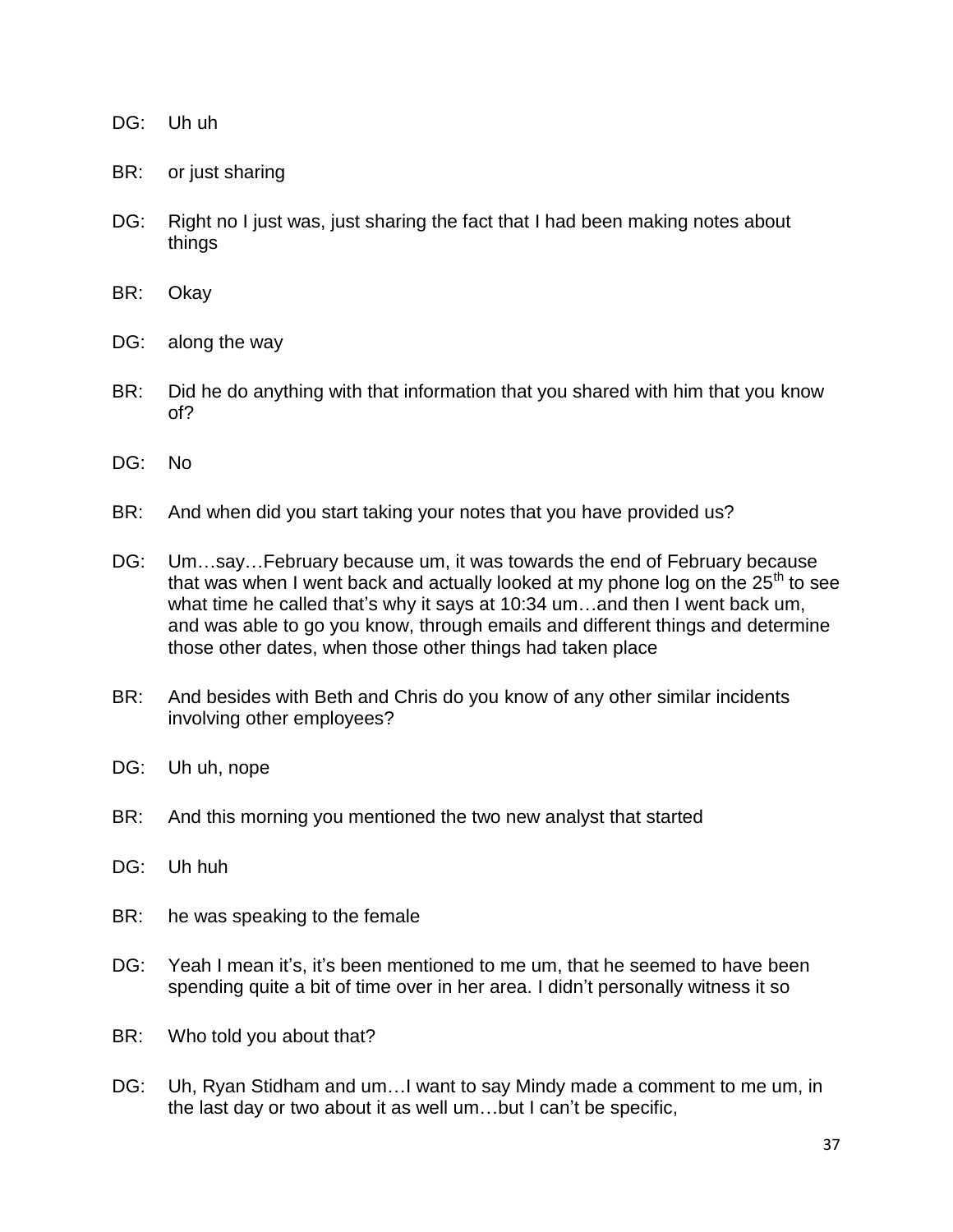DG: Uh uh

BR: or just sharing

DG: Right no I just was, just sharing the fact that I had been making notes about things

BR: Okay

DG: along the way

BR: Did he do anything with that information that you shared with him that you know of?

DG: No

BR: And when did you start taking your notes that you have provided us?

DG: Um…say…February because um, it was towards the end of February because that was when I went back and actually looked at my phone log on the 25th to see what time he called that's why it says at 10:34 um…and then I went back um, and was able to go you know, through emails and different things and determine those other dates, when those other things had taken place

BR: And besides with Beth and Chris do you know of any other similar incidents involving other employees?

DG: Uh uh, nope

BR: And this morning you mentioned the two new analyst that started

DG: Uh huh

BR: he was speaking to the female

DG: Yeah I mean it's, it's been mentioned to me um, that he seemed to have been spending quite a bit of time over in her area. I didn't personally witness it so

BR: Who told you about that?

DG: Uh, Ryan Stidham and um…I want to say Mindy made a comment to me um, in the last day or two about it as well um…but I can't be specific,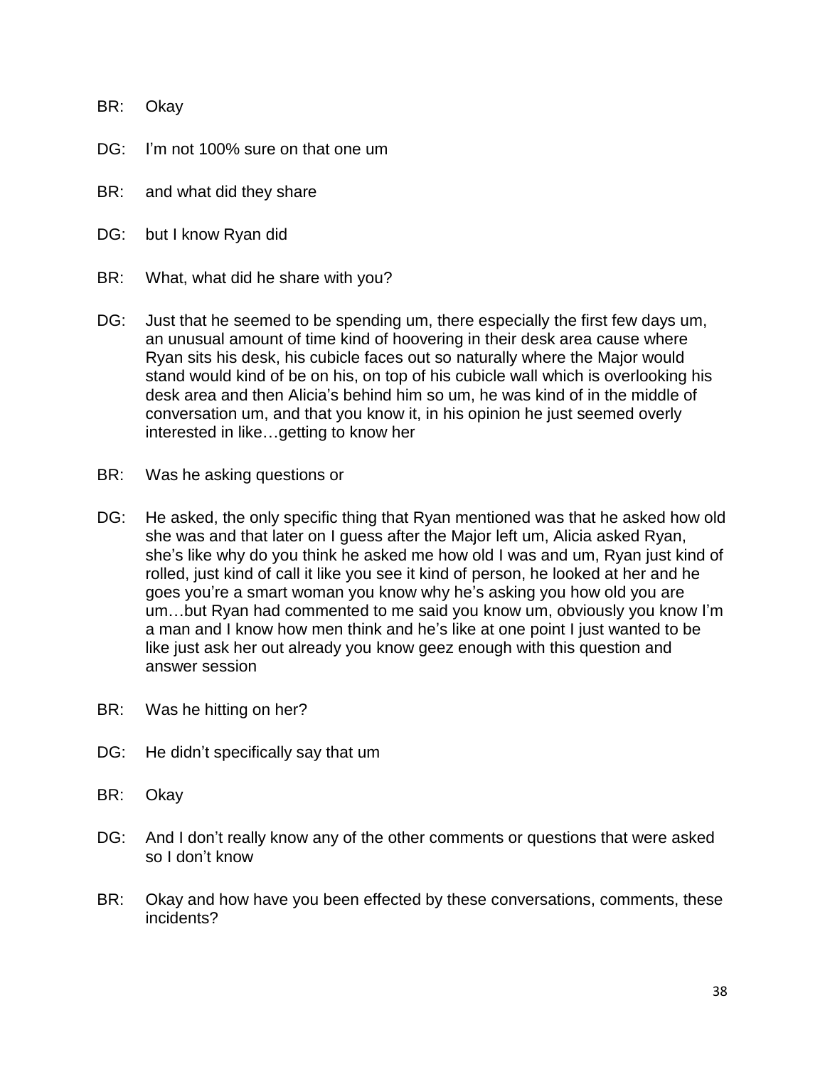BR: Okay

DG: I'm not 100% sure on that one um

BR: and what did they share

DG: but I know Ryan did

BR: What, what did he share with you?

DG: Just that he seemed to be spending um, there especially the first few days um, an unusual amount of time kind of hoovering in their desk area cause where Ryan sits his desk, his cubicle faces out so naturally where the Major would stand would kind of be on his, on top of his cubicle wall which is overlooking his desk area and then Alicia's behind him so um, he was kind of in the middle of conversation um, and that you know it, in his opinion he just seemed overly interested in like…getting to know her

BR: Was he asking questions or

DG: He asked, the only specific thing that Ryan mentioned was that he asked how old she was and that later on I guess after the Major left um, Alicia asked Ryan, she's like why do you think he asked me how old I was and um, Ryan just kind of rolled, just kind of call it like you see it kind of person, he looked at her and he goes you're a smart woman you know why he's asking you how old you are um…but Ryan had commented to me said you know um, obviously you know I'm a man and I know how men think and he's like at one point I just wanted to be like just ask her out already you know geez enough with this question and answer session

BR: Was he hitting on her?

DG: He didn't specifically say that um

BR: Okay

DG: And I don't really know any of the other comments or questions that were asked so I don't know

BR: Okay and how have you been effected by these conversations, comments, these incidents?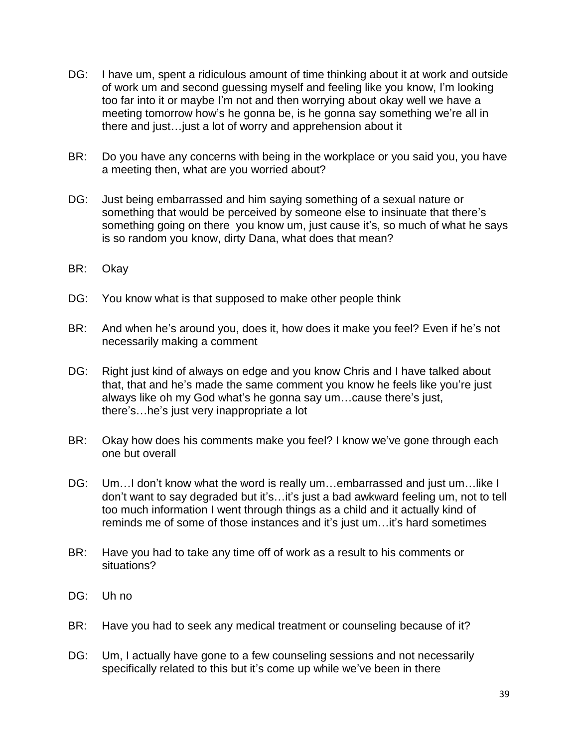DG: I have um, spent a ridiculous amount of time thinking about it at work and outside of work um and second guessing myself and feeling like you know, I'm looking too far into it or maybe I'm not and then worrying about okay well we have a meeting tomorrow how's he gonna be, is he gonna say something we're all in there and just…just a lot of worry and apprehension about it

BR: Do you have any concerns with being in the workplace or you said you, you have a meeting then, what are you worried about?

DG: Just being embarrassed and him saying something of a sexual nature or something that would be perceived by someone else to insinuate that there's something going on there you know um, just cause it's, so much of what he says is so random you know, dirty Dana, what does that mean?

BR: Okay

DG: You know what is that supposed to make other people think

BR: And when he's around you, does it, how does it make you feel? Even if he's not necessarily making a comment

DG: Right just kind of always on edge and you know Chris and I have talked about that, that and he's made the same comment you know he feels like you're just always like oh my God what's he gonna say um…cause there's just, there's…he's just very inappropriate a lot

BR: Okay how does his comments make you feel? I know we've gone through each one but overall

DG: Um…I don't know what the word is really um…embarrassed and just um…like I don't want to say degraded but it's…it's just a bad awkward feeling um, not to tell too much information I went through things as a child and it actually kind of reminds me of some of those instances and it's just um…it's hard sometimes

BR: Have you had to take any time off of work as a result to his comments or situations?

DG: Uh no

BR: Have you had to seek any medical treatment or counseling because of it?

DG: Um, I actually have gone to a few counseling sessions and not necessarily specifically related to this but it's come up while we've been in there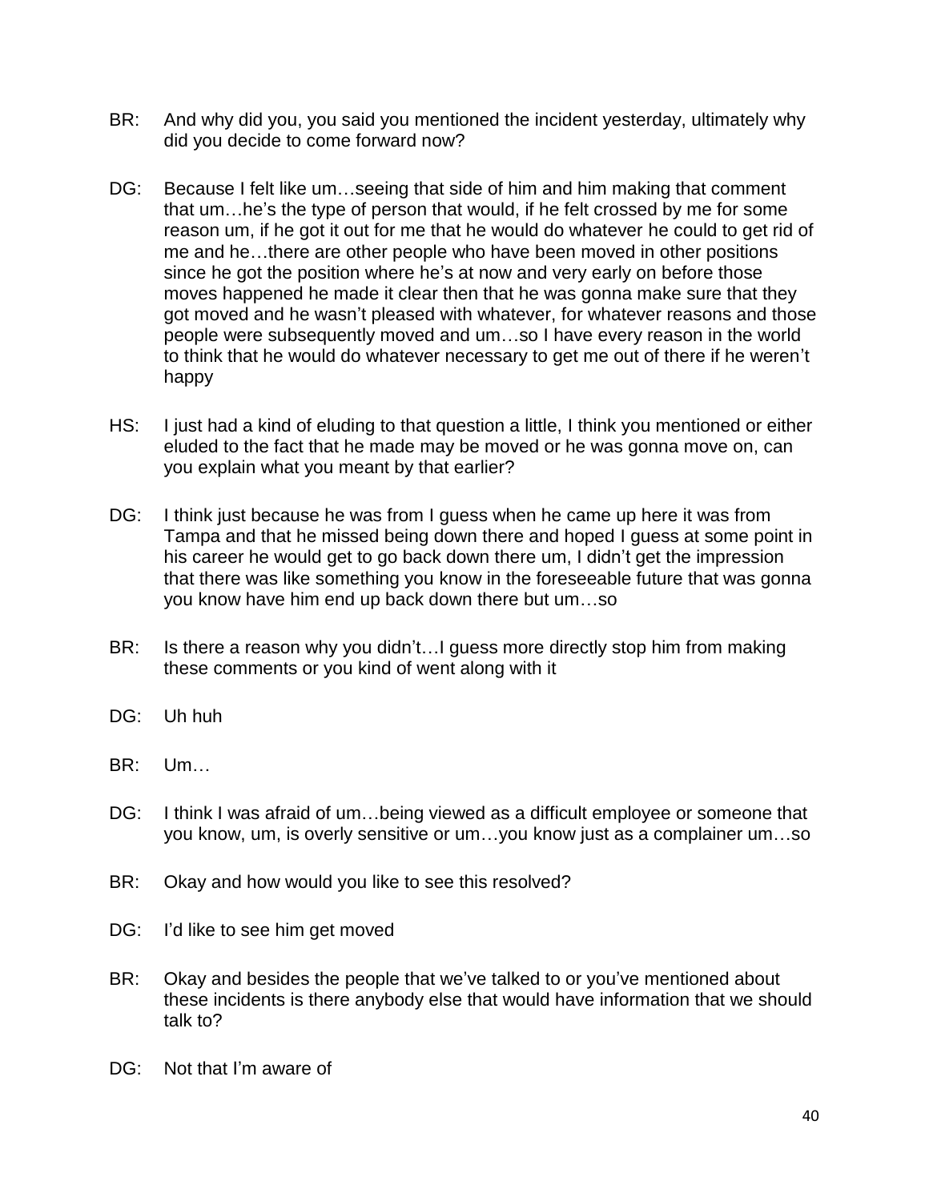BR: And why did you, you said you mentioned the incident yesterday, ultimately why did you decide to come forward now?

DG: Because I felt like um…seeing that side of him and him making that comment that um…he's the type of person that would, if he felt crossed by me for some reason um, if he got it out for me that he would do whatever he could to get rid of me and he…there are other people who have been moved in other positions since he got the position where he's at now and very early on before those moves happened he made it clear then that he was gonna make sure that they got moved and he wasn't pleased with whatever, for whatever reasons and those people were subsequently moved and um…so I have every reason in the world to think that he would do whatever necessary to get me out of there if he weren't happy

HS: I just had a kind of eluding to that question a little, I think you mentioned or either eluded to the fact that he made may be moved or he was gonna move on, can you explain what you meant by that earlier?

DG: I think just because he was from I guess when he came up here it was from Tampa and that he missed being down there and hoped I guess at some point in his career he would get to go back down there um, I didn't get the impression that there was like something you know in the foreseeable future that was gonna you know have him end up back down there but um…so

BR: Is there a reason why you didn't…I guess more directly stop him from making these comments or you kind of went along with it

DG: Uh huh

BR: Um…

DG: I think I was afraid of um…being viewed as a difficult employee or someone that you know, um, is overly sensitive or um…you know just as a complainer um…so

BR: Okay and how would you like to see this resolved?

DG: I'd like to see him get moved

BR: Okay and besides the people that we've talked to or you've mentioned about these incidents is there anybody else that would have information that we should talk to?

DG: Not that I'm aware of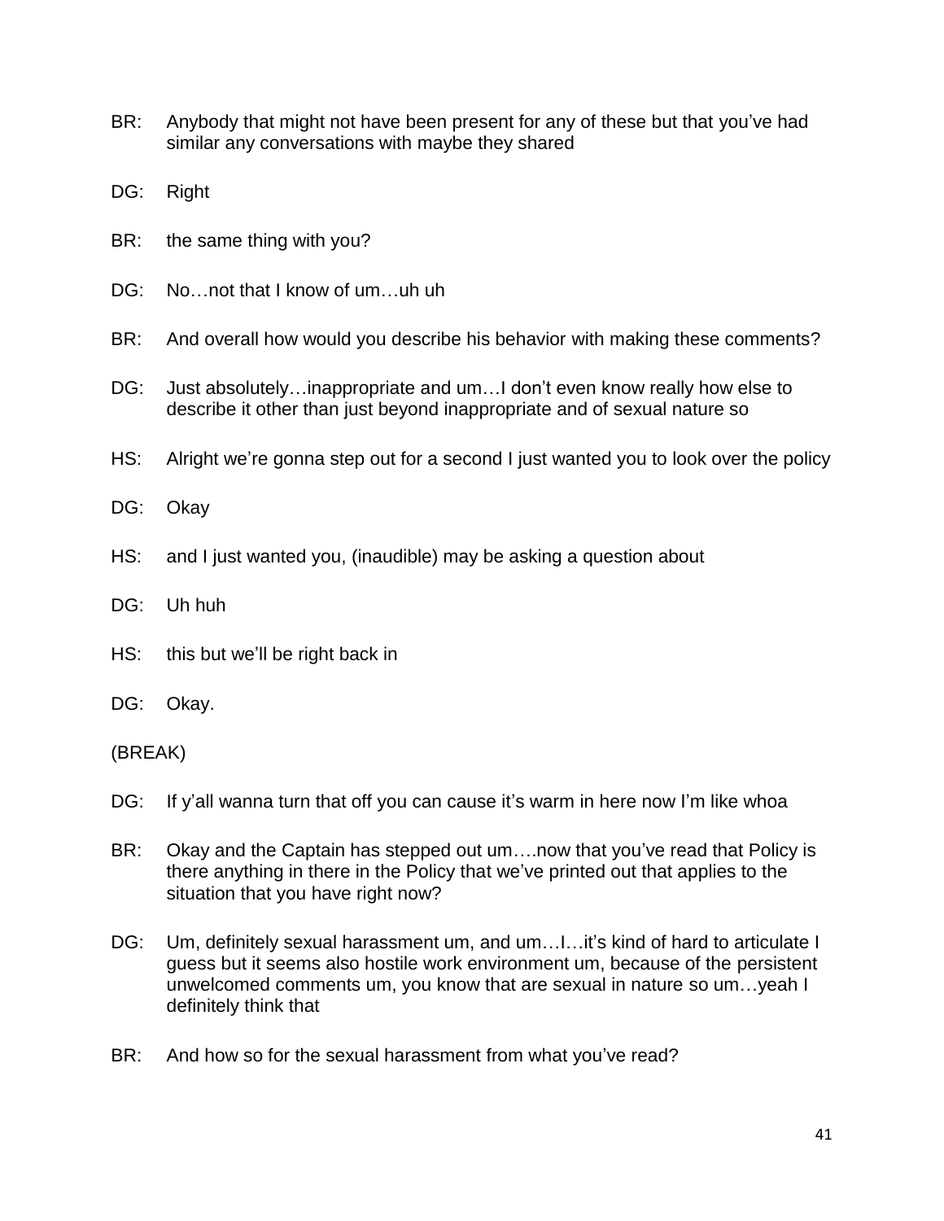BR: Anybody that might not have been present for any of these but that you've had similar any conversations with maybe they shared

DG: Right

BR: the same thing with you?

DG: No…not that I know of um…uh uh

BR: And overall how would you describe his behavior with making these comments?

DG: Just absolutely…inappropriate and um…I don't even know really how else to describe it other than just beyond inappropriate and of sexual nature so

HS: Alright we're gonna step out for a second I just wanted you to look over the policy

DG: Okay

HS: and I just wanted you, (inaudible) may be asking a question about

DG: Uh huh

HS: this but we'll be right back in

DG: Okay.

(BREAK)

DG: If y'all wanna turn that off you can cause it's warm in here now I'm like whoa

BR: Okay and the Captain has stepped out um….now that you've read that Policy is there anything in there in the Policy that we've printed out that applies to the situation that you have right now?

DG: Um, definitely sexual harassment um, and um…I…it's kind of hard to articulate I guess but it seems also hostile work environment um, because of the persistent unwelcomed comments um, you know that are sexual in nature so um…yeah I definitely think that

BR: And how so for the sexual harassment from what you've read?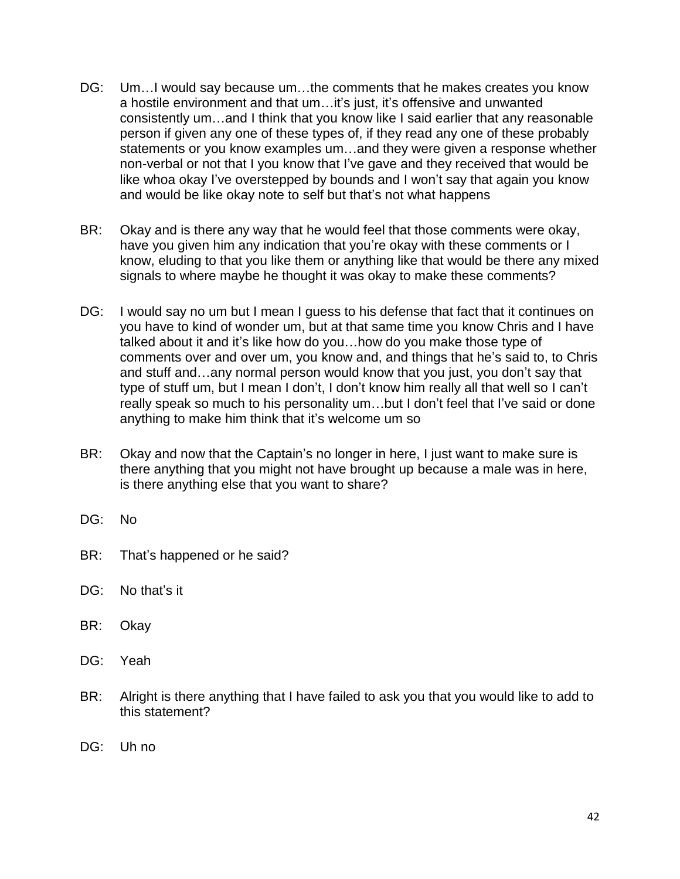DG: Um…I would say because um…the comments that he makes creates you know a hostile environment and that um…it's just, it's offensive and unwanted consistently um…and I think that you know like I said earlier that any reasonable person if given any one of these types of, if they read any one of these probably statements or you know examples um…and they were given a response whether non-verbal or not that I you know that I've gave and they received that would be like whoa okay I've overstepped by bounds and I won't say that again you know and would be like okay note to self but that's not what happens

BR: Okay and is there any way that he would feel that those comments were okay, have you given him any indication that you're okay with these comments or I know, eluding to that you like them or anything like that would be there any mixed signals to where maybe he thought it was okay to make these comments?

DG: I would say no um but I mean I guess to his defense that fact that it continues on you have to kind of wonder um, but at that same time you know Chris and I have talked about it and it's like how do you…how do you make those type of comments over and over um, you know and, and things that he's said to, to Chris and stuff and…any normal person would know that you just, you don't say that type of stuff um, but I mean I don't, I don't know him really all that well so I can't really speak so much to his personality um…but I don't feel that I've said or done anything to make him think that it's welcome um so

BR: Okay and now that the Captain's no longer in here, I just want to make sure is there anything that you might not have brought up because a male was in here, is there anything else that you want to share?

DG: No

BR: That's happened or he said?

DG: No that's it

BR: Okay

DG: Yeah

BR: Alright is there anything that I have failed to ask you that you would like to add to this statement?

DG: Uh no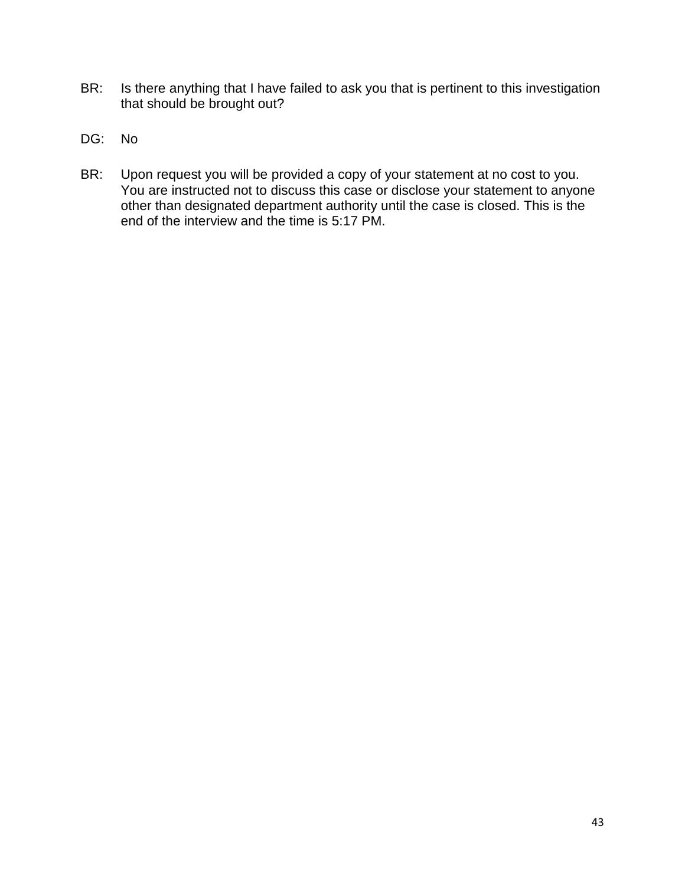BR: Is there anything that I have failed to ask you that is pertinent to this investigation that should be brought out?

DG: No

BR: Upon request you will be provided a copy of your statement at no cost to you. You are instructed not to discuss this case or disclose your statement to anyone other than designated department authority until the case is closed. This is the end of the interview and the time is 5:17 PM.